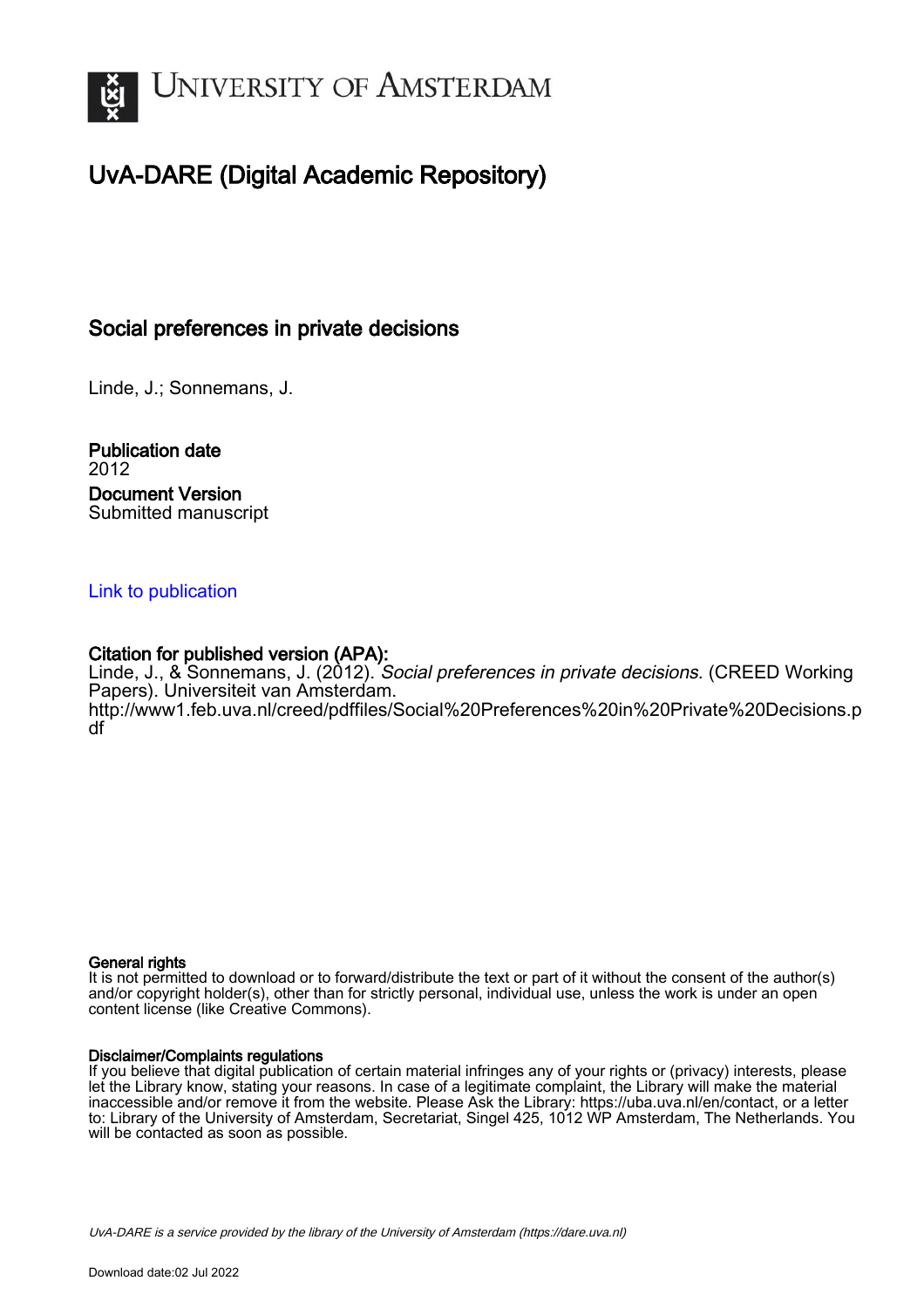# UvA-DARE (Digital Academic Repository)

## Social preferences in private decisions

Linde, J.; Sonnemans, J.

**Publication date**
2012

**Document Version**
Submitted manuscript

Link to publication

**Citation for published version (APA):**
Linde, J., & Sonnemans, J. (2012). *Social preferences in private decisions*. (CREED Working Papers). Universiteit van Amsterdam.
http://www1.feb.uva.nl/creed/pdffiles/Social%20Preferences%20in%20Private%20Decisions.pdf

**General rights**
It is not permitted to download or to forward/distribute the text or part of it without the consent of the author(s) and/or copyright holder(s), other than for strictly personal, individual use, unless the work is under an open content license (like Creative Commons).

**Disclaimer/Complaints regulations**
If you believe that digital publication of certain material infringes any of your rights or (privacy) interests, please let the Library know, stating your reasons. In case of a legitimate complaint, the Library will make the material inaccessible and/or remove it from the website. Please Ask the Library: https://uba.uva.nl/en/contact, or a letter to: Library of the University of Amsterdam, Secretariat, Singel 425, 1012 WP Amsterdam, The Netherlands. You will be contacted as soon as possible.

UvA-DARE is a service provided by the library of the University of Amsterdam (https://dare.uva.nl)

Download date:02 Jul 2022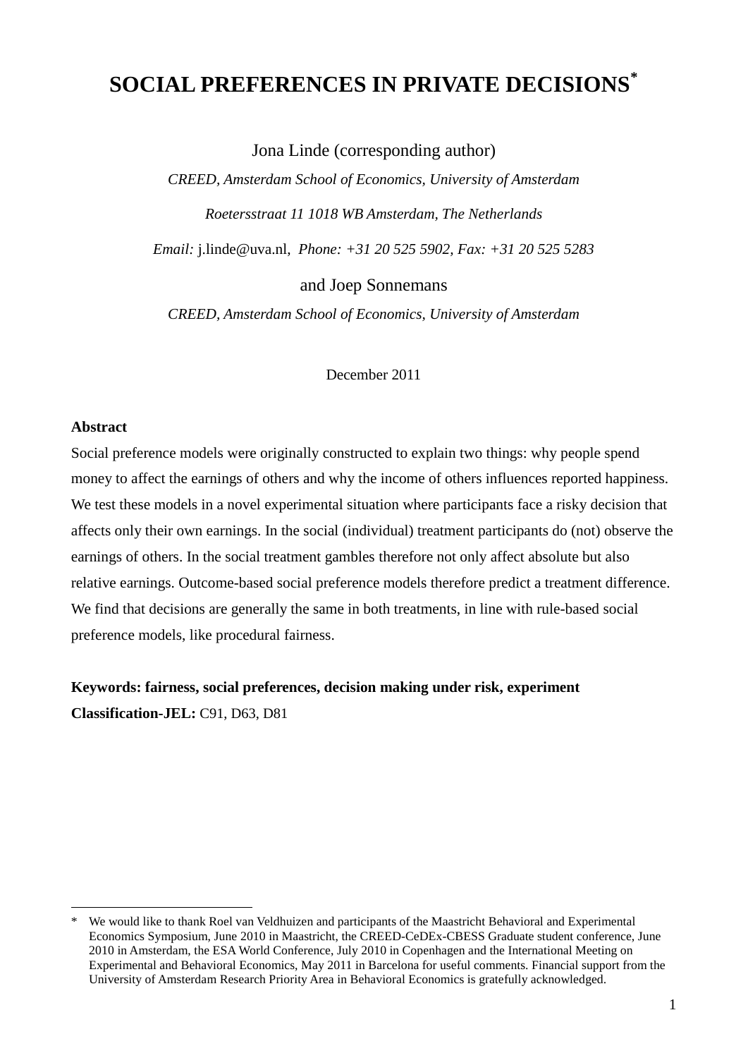# SOCIAL PREFERENCES IN PRIVATE DECISIONS*

Jona Linde (corresponding author)

*CREED, Amsterdam School of Economics, University of Amsterdam*

*Roetersstraat 11 1018 WB Amsterdam, The Netherlands*

*Email:* j.linde@uva.nl, *Phone: +31 20 525 5902, Fax: +31 20 525 5283*

and Joep Sonnemans

*CREED, Amsterdam School of Economics, University of Amsterdam*

December 2011

**Abstract**

Social preference models were originally constructed to explain two things: why people spend money to affect the earnings of others and why the income of others influences reported happiness. We test these models in a novel experimental situation where participants face a risky decision that affects only their own earnings. In the social (individual) treatment participants do (not) observe the earnings of others. In the social treatment gambles therefore not only affect absolute but also relative earnings. Outcome-based social preference models therefore predict a treatment difference. We find that decisions are generally the same in both treatments, in line with rule-based social preference models, like procedural fairness.

**Keywords: fairness, social preferences, decision making under risk, experiment**

**Classification-JEL:** C91, D63, D81

---

\* We would like to thank Roel van Veldhuizen and participants of the Maastricht Behavioral and Experimental Economics Symposium, June 2010 in Maastricht, the CREED-CeDEx-CBESS Graduate student conference, June 2010 in Amsterdam, the ESA World Conference, July 2010 in Copenhagen and the International Meeting on Experimental and Behavioral Economics, May 2011 in Barcelona for useful comments. Financial support from the University of Amsterdam Research Priority Area in Behavioral Economics is gratefully acknowledged.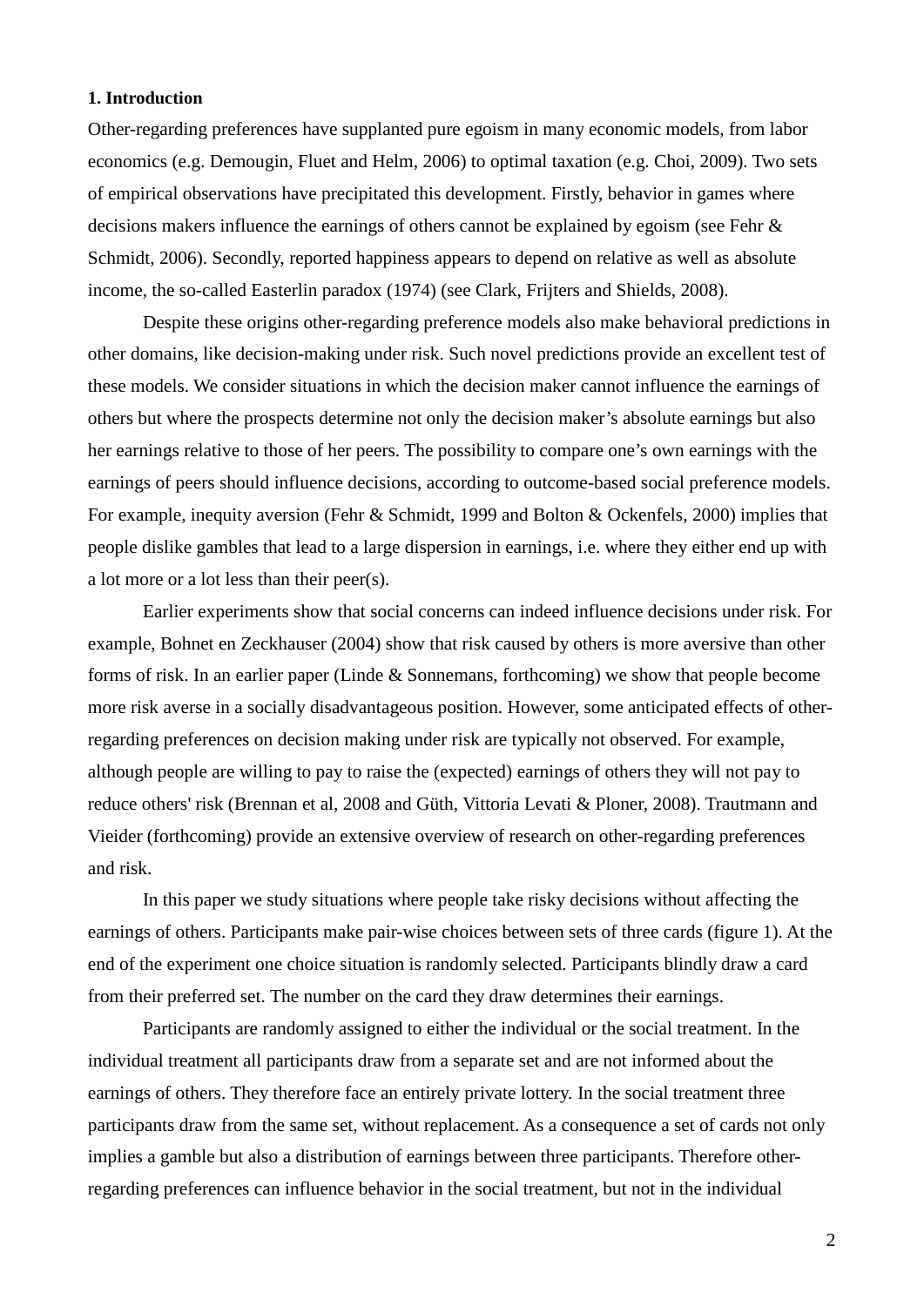**1. Introduction**

Other-regarding preferences have supplanted pure egoism in many economic models, from labor economics (e.g. Demougin, Fluet and Helm, 2006) to optimal taxation (e.g. Choi, 2009). Two sets of empirical observations have precipitated this development. Firstly, behavior in games where decisions makers influence the earnings of others cannot be explained by egoism (see Fehr & Schmidt, 2006). Secondly, reported happiness appears to depend on relative as well as absolute income, the so-called Easterlin paradox (1974) (see Clark, Frijters and Shields, 2008).

Despite these origins other-regarding preference models also make behavioral predictions in other domains, like decision-making under risk. Such novel predictions provide an excellent test of these models. We consider situations in which the decision maker cannot influence the earnings of others but where the prospects determine not only the decision maker's absolute earnings but also her earnings relative to those of her peers. The possibility to compare one's own earnings with the earnings of peers should influence decisions, according to outcome-based social preference models. For example, inequity aversion (Fehr & Schmidt, 1999 and Bolton & Ockenfels, 2000) implies that people dislike gambles that lead to a large dispersion in earnings, i.e. where they either end up with a lot more or a lot less than their peer(s).

Earlier experiments show that social concerns can indeed influence decisions under risk. For example, Bohnet en Zeckhauser (2004) show that risk caused by others is more aversive than other forms of risk. In an earlier paper (Linde & Sonnemans, forthcoming) we show that people become more risk averse in a socially disadvantageous position. However, some anticipated effects of other-regarding preferences on decision making under risk are typically not observed. For example, although people are willing to pay to raise the (expected) earnings of others they will not pay to reduce others' risk (Brennan et al, 2008 and Güth, Vittoria Levati & Ploner, 2008). Trautmann and Vieider (forthcoming) provide an extensive overview of research on other-regarding preferences and risk.

In this paper we study situations where people take risky decisions without affecting the earnings of others. Participants make pair-wise choices between sets of three cards (figure 1). At the end of the experiment one choice situation is randomly selected. Participants blindly draw a card from their preferred set. The number on the card they draw determines their earnings.

Participants are randomly assigned to either the individual or the social treatment. In the individual treatment all participants draw from a separate set and are not informed about the earnings of others. They therefore face an entirely private lottery. In the social treatment three participants draw from the same set, without replacement. As a consequence a set of cards not only implies a gamble but also a distribution of earnings between three participants. Therefore other-regarding preferences can influence behavior in the social treatment, but not in the individual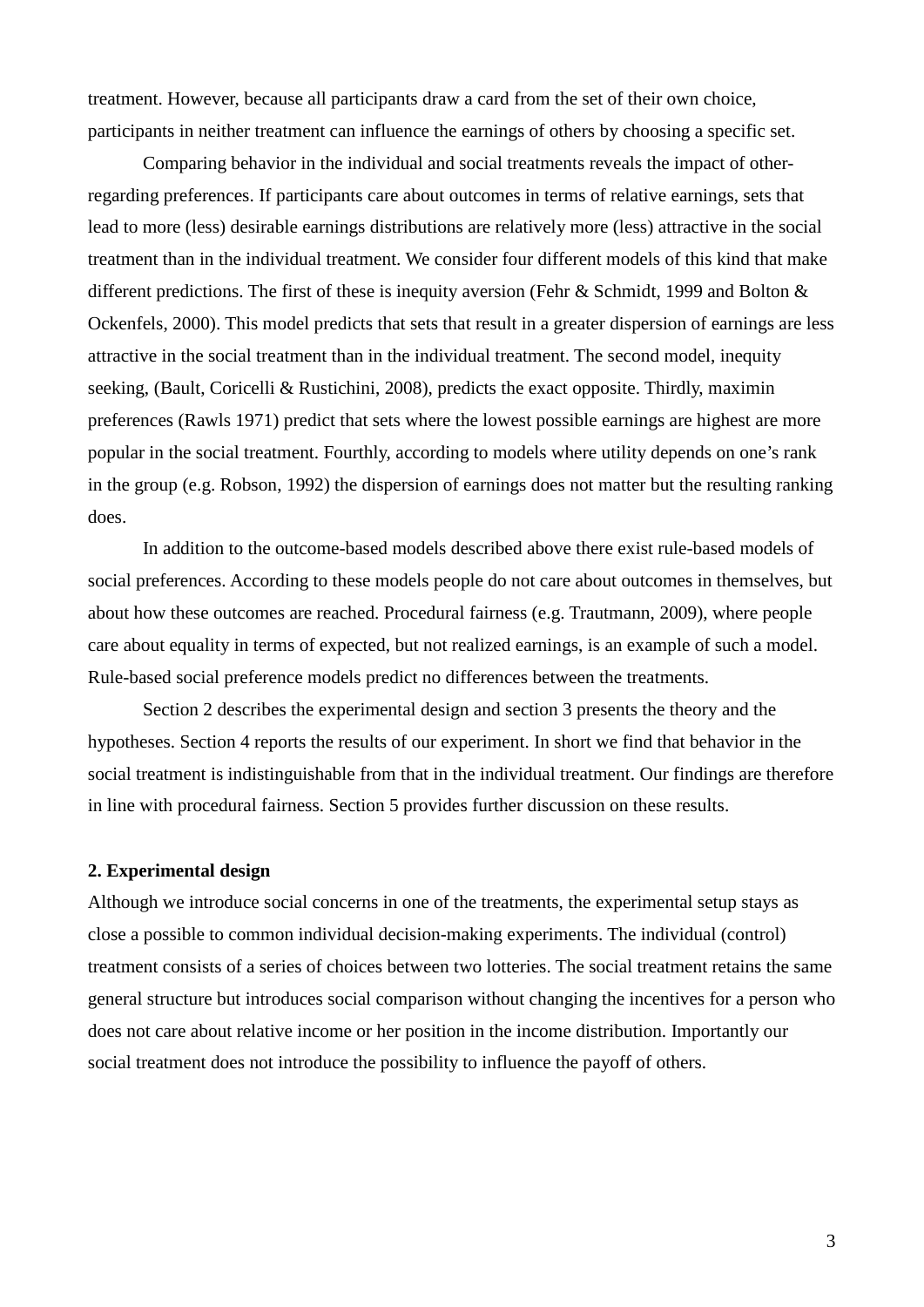treatment. However, because all participants draw a card from the set of their own choice, participants in neither treatment can influence the earnings of others by choosing a specific set.

Comparing behavior in the individual and social treatments reveals the impact of other-regarding preferences. If participants care about outcomes in terms of relative earnings, sets that lead to more (less) desirable earnings distributions are relatively more (less) attractive in the social treatment than in the individual treatment. We consider four different models of this kind that make different predictions. The first of these is inequity aversion (Fehr & Schmidt, 1999 and Bolton & Ockenfels, 2000). This model predicts that sets that result in a greater dispersion of earnings are less attractive in the social treatment than in the individual treatment. The second model, inequity seeking, (Bault, Coricelli & Rustichini, 2008), predicts the exact opposite. Thirdly, maximin preferences (Rawls 1971) predict that sets where the lowest possible earnings are highest are more popular in the social treatment. Fourthly, according to models where utility depends on one's rank in the group (e.g. Robson, 1992) the dispersion of earnings does not matter but the resulting ranking does.

In addition to the outcome-based models described above there exist rule-based models of social preferences. According to these models people do not care about outcomes in themselves, but about how these outcomes are reached. Procedural fairness (e.g. Trautmann, 2009), where people care about equality in terms of expected, but not realized earnings, is an example of such a model. Rule-based social preference models predict no differences between the treatments.

Section 2 describes the experimental design and section 3 presents the theory and the hypotheses. Section 4 reports the results of our experiment. In short we find that behavior in the social treatment is indistinguishable from that in the individual treatment. Our findings are therefore in line with procedural fairness. Section 5 provides further discussion on these results.

## 2. Experimental design

Although we introduce social concerns in one of the treatments, the experimental setup stays as close a possible to common individual decision-making experiments. The individual (control) treatment consists of a series of choices between two lotteries. The social treatment retains the same general structure but introduces social comparison without changing the incentives for a person who does not care about relative income or her position in the income distribution. Importantly our social treatment does not introduce the possibility to influence the payoff of others.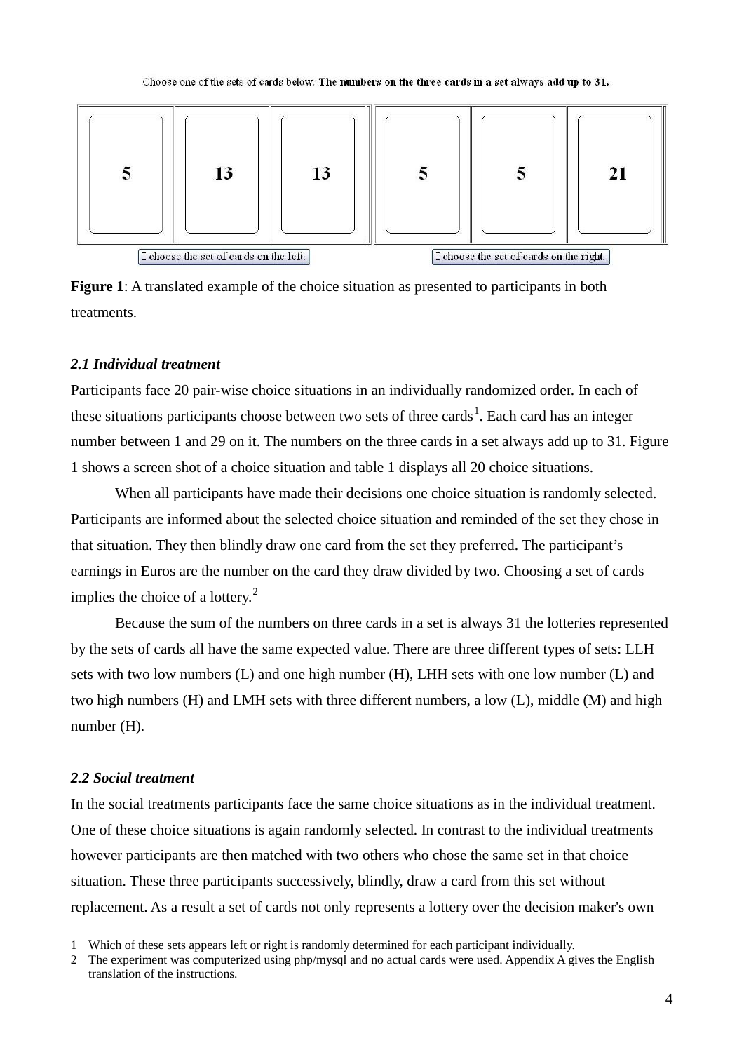Choose one of the sets of cards below. **The numbers on the three cards in a set always add up to 31.**

| 5 | 13 | 13 | 5 | 5 | 21 |
|---|---|---|---|---|---|

I choose the set of cards on the left. | I choose the set of cards on the right.

**Figure 1**: A translated example of the choice situation as presented to participants in both treatments.

### *2.1 Individual treatment*

Participants face 20 pair-wise choice situations in an individually randomized order. In each of these situations participants choose between two sets of three cards[1]. Each card has an integer number between 1 and 29 on it. The numbers on the three cards in a set always add up to 31. Figure 1 shows a screen shot of a choice situation and table 1 displays all 20 choice situations.

When all participants have made their decisions one choice situation is randomly selected. Participants are informed about the selected choice situation and reminded of the set they chose in that situation. They then blindly draw one card from the set they preferred. The participant's earnings in Euros are the number on the card they draw divided by two. Choosing a set of cards implies the choice of a lottery.[2]

Because the sum of the numbers on three cards in a set is always 31 the lotteries represented by the sets of cards all have the same expected value. There are three different types of sets: LLH sets with two low numbers (L) and one high number (H), LHH sets with one low number (L) and two high numbers (H) and LMH sets with three different numbers, a low (L), middle (M) and high number (H).

### *2.2 Social treatment*

In the social treatments participants face the same choice situations as in the individual treatment. One of these choice situations is again randomly selected. In contrast to the individual treatments however participants are then matched with two others who chose the same set in that choice situation. These three participants successively, blindly, draw a card from this set without replacement. As a result a set of cards not only represents a lottery over the decision maker's own

---

1 Which of these sets appears left or right is randomly determined for each participant individually.

2 The experiment was computerized using php/mysql and no actual cards were used. Appendix A gives the English translation of the instructions.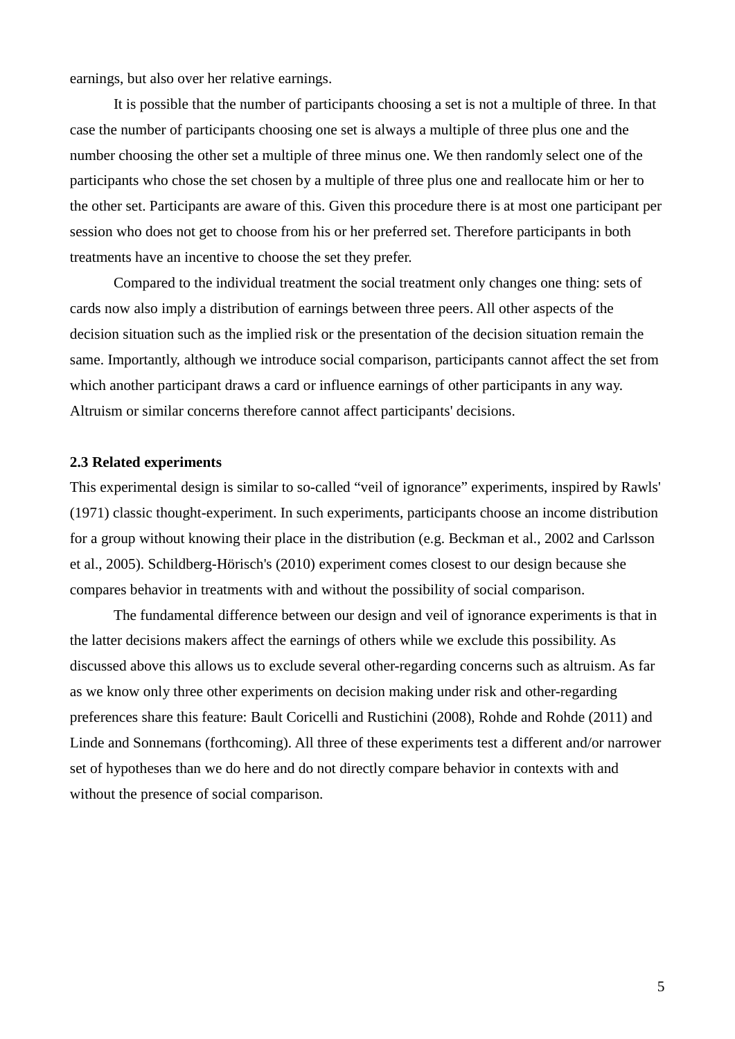earnings, but also over her relative earnings.

It is possible that the number of participants choosing a set is not a multiple of three. In that case the number of participants choosing one set is always a multiple of three plus one and the number choosing the other set a multiple of three minus one. We then randomly select one of the participants who chose the set chosen by a multiple of three plus one and reallocate him or her to the other set. Participants are aware of this. Given this procedure there is at most one participant per session who does not get to choose from his or her preferred set. Therefore participants in both treatments have an incentive to choose the set they prefer.

Compared to the individual treatment the social treatment only changes one thing: sets of cards now also imply a distribution of earnings between three peers. All other aspects of the decision situation such as the implied risk or the presentation of the decision situation remain the same. Importantly, although we introduce social comparison, participants cannot affect the set from which another participant draws a card or influence earnings of other participants in any way. Altruism or similar concerns therefore cannot affect participants' decisions.

### 2.3 Related experiments

This experimental design is similar to so-called "veil of ignorance" experiments, inspired by Rawls' (1971) classic thought-experiment. In such experiments, participants choose an income distribution for a group without knowing their place in the distribution (e.g. Beckman et al., 2002 and Carlsson et al., 2005). Schildberg-Hörisch's (2010) experiment comes closest to our design because she compares behavior in treatments with and without the possibility of social comparison.

The fundamental difference between our design and veil of ignorance experiments is that in the latter decisions makers affect the earnings of others while we exclude this possibility. As discussed above this allows us to exclude several other-regarding concerns such as altruism. As far as we know only three other experiments on decision making under risk and other-regarding preferences share this feature: Bault Coricelli and Rustichini (2008), Rohde and Rohde (2011) and Linde and Sonnemans (forthcoming). All three of these experiments test a different and/or narrower set of hypotheses than we do here and do not directly compare behavior in contexts with and without the presence of social comparison.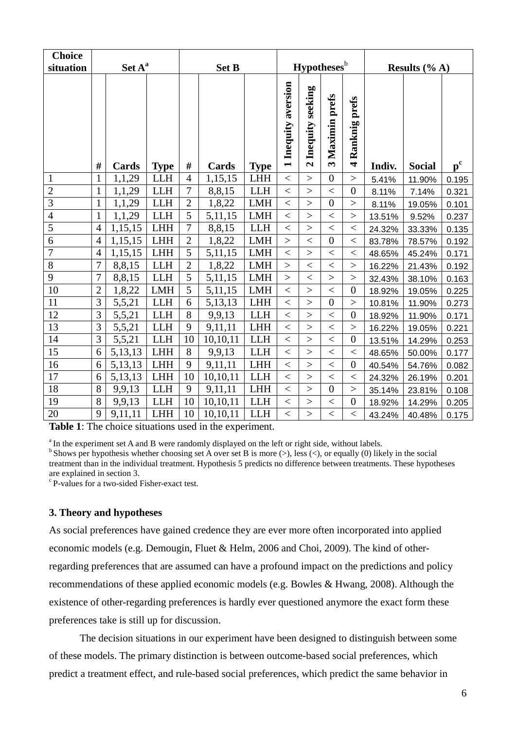| Choice situation | Set A[a] | | | Set B | | | Hypotheses[b] | | | | Results (% A) | | |
|---|---|---|---|---|---|---|---|---|---|---|---|---|---|
| | # | Cards | Type | # | Cards | Type | 1 Inequity aversion | 2 Inequity seeking | 3 Maximin prefs | 4 Ranknig prefs | Indiv. | Social | p[c] |
| 1 | 1 | 1,1,29 | LLH | 4 | 1,15,15 | LHH | < | > | 0 | > | 5.41% | 11.90% | 0.195 |
| 2 | 1 | 1,1,29 | LLH | 7 | 8,8,15 | LLH | < | > | < | 0 | 8.11% | 7.14% | 0.321 |
| 3 | 1 | 1,1,29 | LLH | 2 | 1,8,22 | LMH | < | > | 0 | > | 8.11% | 19.05% | 0.101 |
| 4 | 1 | 1,1,29 | LLH | 5 | 5,11,15 | LMH | < | > | < | > | 13.51% | 9.52% | 0.237 |
| 5 | 4 | 1,15,15 | LHH | 7 | 8,8,15 | LLH | < | > | < | < | 24.32% | 33.33% | 0.135 |
| 6 | 4 | 1,15,15 | LHH | 2 | 1,8,22 | LMH | > | < | 0 | < | 83.78% | 78.57% | 0.192 |
| 7 | 4 | 1,15,15 | LHH | 5 | 5,11,15 | LMH | < | > | < | < | 48.65% | 45.24% | 0.171 |
| 8 | 7 | 8,8,15 | LLH | 2 | 1,8,22 | LMH | > | < | < | > | 16.22% | 21.43% | 0.192 |
| 9 | 7 | 8,8,15 | LLH | 5 | 5,11,15 | LMH | > | < | > | > | 32.43% | 38.10% | 0.163 |
| 10 | 2 | 1,8,22 | LMH | 5 | 5,11,15 | LMH | < | > | < | 0 | 18.92% | 19.05% | 0.225 |
| 11 | 3 | 5,5,21 | LLH | 6 | 5,13,13 | LHH | < | > | 0 | > | 10.81% | 11.90% | 0.273 |
| 12 | 3 | 5,5,21 | LLH | 8 | 9,9,13 | LLH | < | > | < | 0 | 18.92% | 11.90% | 0.171 |
| 13 | 3 | 5,5,21 | LLH | 9 | 9,11,11 | LHH | < | > | < | > | 16.22% | 19.05% | 0.221 |
| 14 | 3 | 5,5,21 | LLH | 10 | 10,10,11 | LLH | < | > | < | 0 | 13.51% | 14.29% | 0.253 |
| 15 | 6 | 5,13,13 | LHH | 8 | 9,9,13 | LLH | < | > | < | < | 48.65% | 50.00% | 0.177 |
| 16 | 6 | 5,13,13 | LHH | 9 | 9,11,11 | LHH | < | > | < | 0 | 40.54% | 54.76% | 0.082 |
| 17 | 6 | 5,13,13 | LHH | 10 | 10,10,11 | LLH | < | > | < | < | 24.32% | 26.19% | 0.201 |
| 18 | 8 | 9,9,13 | LLH | 9 | 9,11,11 | LHH | < | > | 0 | > | 35.14% | 23.81% | 0.108 |
| 19 | 8 | 9,9,13 | LLH | 10 | 10,10,11 | LLH | < | > | < | 0 | 18.92% | 14.29% | 0.205 |
| 20 | 9 | 9,11,11 | LHH | 10 | 10,10,11 | LLH | < | > | < | < | 43.24% | 40.48% | 0.175 |

**Table 1**: The choice situations used in the experiment.

[a] In the experiment set A and B were randomly displayed on the left or right side, without labels.
[b] Shows per hypothesis whether choosing set A over set B is more (>), less (<), or equally (0) likely in the social treatment than in the individual treatment. Hypothesis 5 predicts no difference between treatments. These hypotheses are explained in section 3.
[c] P-values for a two-sided Fisher-exact test.

### 3. Theory and hypotheses

As social preferences have gained credence they are ever more often incorporated into applied economic models (e.g. Demougin, Fluet & Helm, 2006 and Choi, 2009). The kind of other-regarding preferences that are assumed can have a profound impact on the predictions and policy recommendations of these applied economic models (e.g. Bowles & Hwang, 2008). Although the existence of other-regarding preferences is hardly ever questioned anymore the exact form these preferences take is still up for discussion.

The decision situations in our experiment have been designed to distinguish between some of these models. The primary distinction is between outcome-based social preferences, which predict a treatment effect, and rule-based social preferences, which predict the same behavior in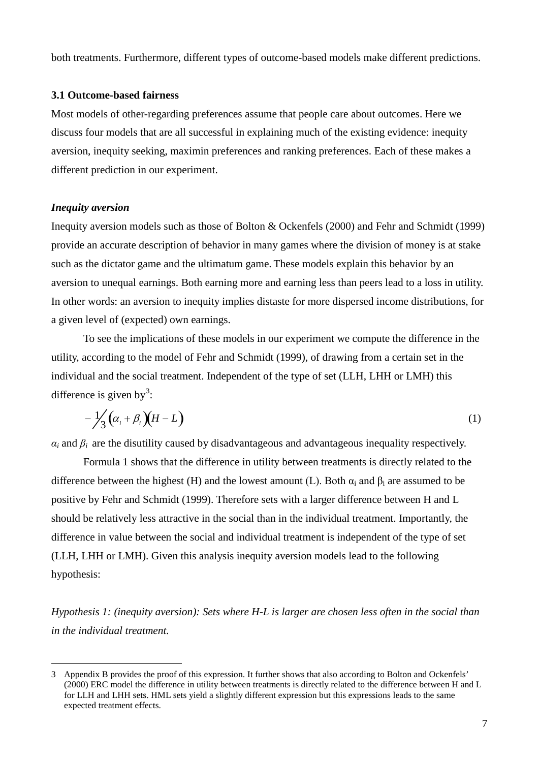both treatments. Furthermore, different types of outcome-based models make different predictions.

### 3.1 Outcome-based fairness

Most models of other-regarding preferences assume that people care about outcomes. Here we discuss four models that are all successful in explaining much of the existing evidence: inequity aversion, inequity seeking, maximin preferences and ranking preferences. Each of these makes a different prediction in our experiment.

#### *Inequity aversion*

Inequity aversion models such as those of Bolton & Ockenfels (2000) and Fehr and Schmidt (1999) provide an accurate description of behavior in many games where the division of money is at stake such as the dictator game and the ultimatum game. These models explain this behavior by an aversion to unequal earnings. Both earning more and earning less than peers lead to a loss in utility. In other words: an aversion to inequity implies distaste for more dispersed income distributions, for a given level of (expected) own earnings.

To see the implications of these models in our experiment we compute the difference in the utility, according to the model of Fehr and Schmidt (1999), of drawing from a certain set in the individual and the social treatment. Independent of the type of set (LLH, LHH or LMH) this difference is given by[3]:

$$-\frac{1}{3}\left(\alpha_i + \beta_i\right)\left(H - L\right) \tag{1}$$

$\alpha_i$ and $\beta_i$ are the disutility caused by disadvantageous and advantageous inequality respectively.

Formula 1 shows that the difference in utility between treatments is directly related to the difference between the highest (H) and the lowest amount (L). Both $\alpha_i$ and $\beta_i$ are assumed to be positive by Fehr and Schmidt (1999). Therefore sets with a larger difference between H and L should be relatively less attractive in the social than in the individual treatment. Importantly, the difference in value between the social and individual treatment is independent of the type of set (LLH, LHH or LMH). Given this analysis inequity aversion models lead to the following hypothesis:

*Hypothesis 1: (inequity aversion): Sets where H-L is larger are chosen less often in the social than in the individual treatment.*

---

3 Appendix B provides the proof of this expression. It further shows that also according to Bolton and Ockenfels' (2000) ERC model the difference in utility between treatments is directly related to the difference between H and L for LLH and LHH sets. HML sets yield a slightly different expression but this expressions leads to the same expected treatment effects.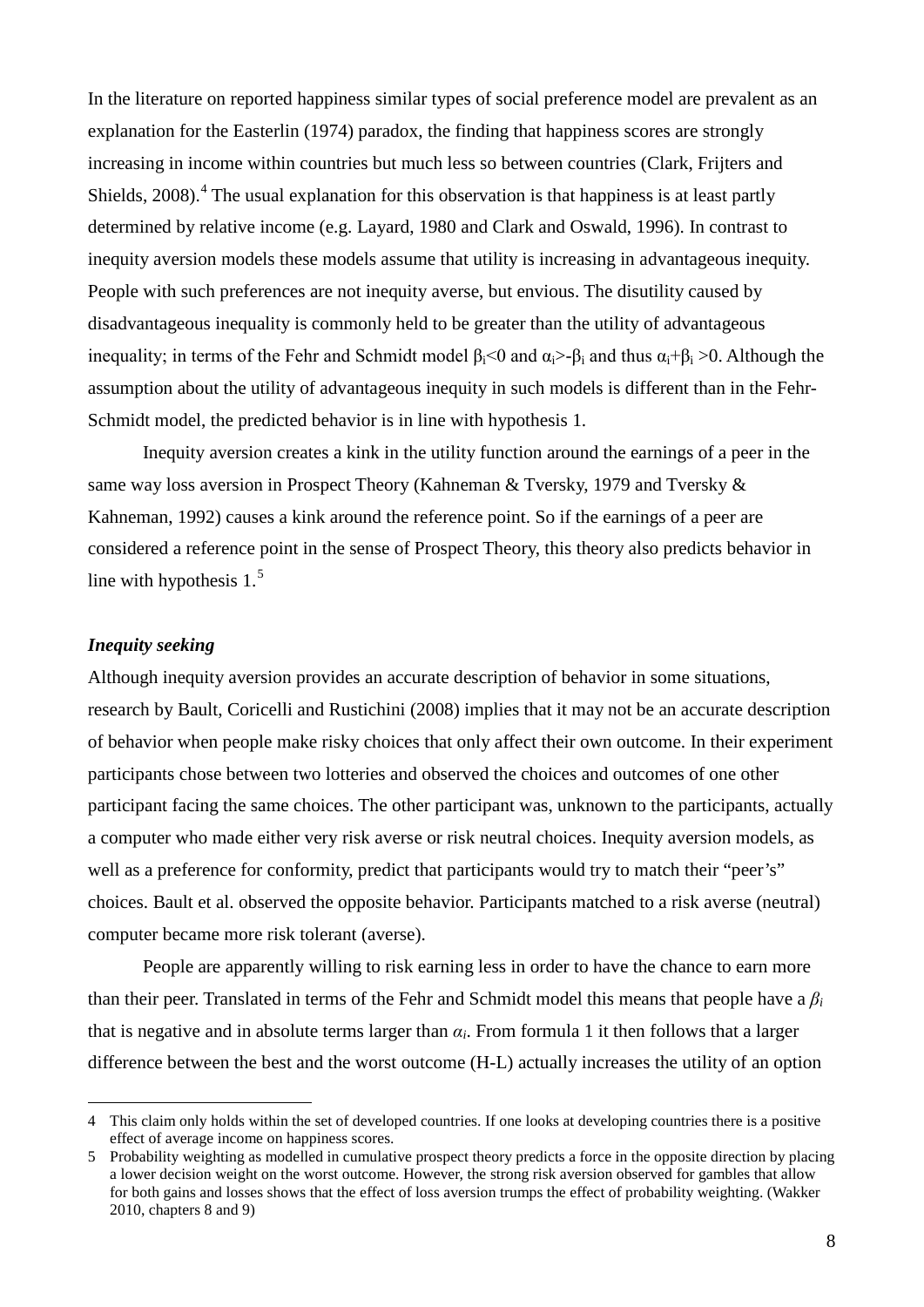In the literature on reported happiness similar types of social preference model are prevalent as an explanation for the Easterlin (1974) paradox, the finding that happiness scores are strongly increasing in income within countries but much less so between countries (Clark, Frijters and Shields, 2008).[4] The usual explanation for this observation is that happiness is at least partly determined by relative income (e.g. Layard, 1980 and Clark and Oswald, 1996). In contrast to inequity aversion models these models assume that utility is increasing in advantageous inequity. People with such preferences are not inequity averse, but envious. The disutility caused by disadvantageous inequality is commonly held to be greater than the utility of advantageous inequality; in terms of the Fehr and Schmidt model $\beta_i<0$ and $\alpha_i>-\beta_i$ and thus $\alpha_i+\beta_i>0$. Although the assumption about the utility of advantageous inequity in such models is different than in the Fehr-Schmidt model, the predicted behavior is in line with hypothesis 1.

Inequity aversion creates a kink in the utility function around the earnings of a peer in the same way loss aversion in Prospect Theory (Kahneman & Tversky, 1979 and Tversky & Kahneman, 1992) causes a kink around the reference point. So if the earnings of a peer are considered a reference point in the sense of Prospect Theory, this theory also predicts behavior in line with hypothesis 1.[5]

### *Inequity seeking*

Although inequity aversion provides an accurate description of behavior in some situations, research by Bault, Coricelli and Rustichini (2008) implies that it may not be an accurate description of behavior when people make risky choices that only affect their own outcome. In their experiment participants chose between two lotteries and observed the choices and outcomes of one other participant facing the same choices. The other participant was, unknown to the participants, actually a computer who made either very risk averse or risk neutral choices. Inequity aversion models, as well as a preference for conformity, predict that participants would try to match their "peer's" choices. Bault et al. observed the opposite behavior. Participants matched to a risk averse (neutral) computer became more risk tolerant (averse).

People are apparently willing to risk earning less in order to have the chance to earn more than their peer. Translated in terms of the Fehr and Schmidt model this means that people have a $\beta_i$ that is negative and in absolute terms larger than $\alpha_i$. From formula 1 it then follows that a larger difference between the best and the worst outcome (H-L) actually increases the utility of an option

---

4 This claim only holds within the set of developed countries. If one looks at developing countries there is a positive effect of average income on happiness scores.

5 Probability weighting as modelled in cumulative prospect theory predicts a force in the opposite direction by placing a lower decision weight on the worst outcome. However, the strong risk aversion observed for gambles that allow for both gains and losses shows that the effect of loss aversion trumps the effect of probability weighting. (Wakker 2010, chapters 8 and 9)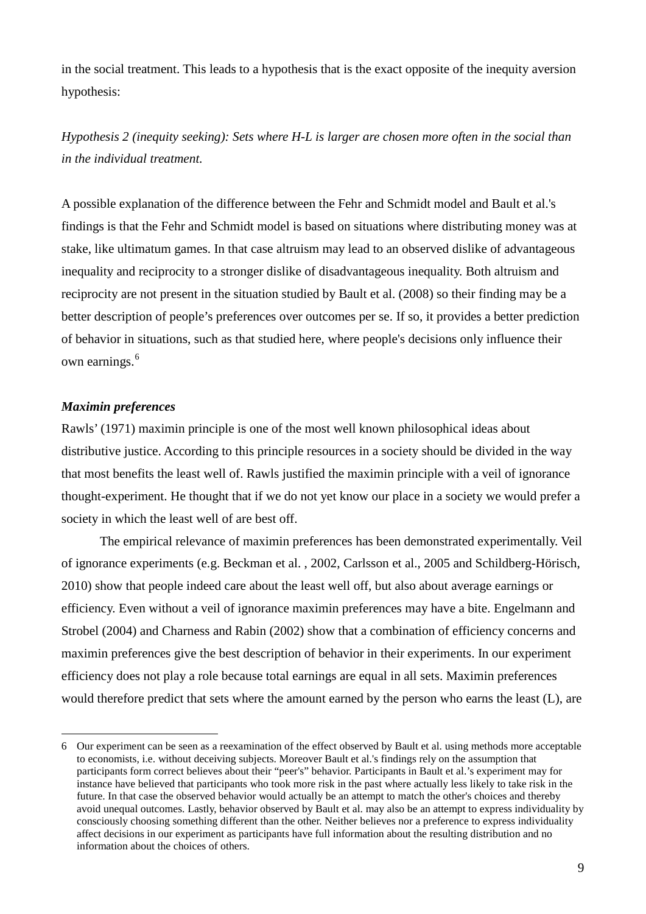in the social treatment. This leads to a hypothesis that is the exact opposite of the inequity aversion hypothesis:

*Hypothesis 2 (inequity seeking): Sets where H-L is larger are chosen more often in the social than in the individual treatment.*

A possible explanation of the difference between the Fehr and Schmidt model and Bault et al.'s findings is that the Fehr and Schmidt model is based on situations where distributing money was at stake, like ultimatum games. In that case altruism may lead to an observed dislike of advantageous inequality and reciprocity to a stronger dislike of disadvantageous inequality. Both altruism and reciprocity are not present in the situation studied by Bault et al. (2008) so their finding may be a better description of people's preferences over outcomes per se. If so, it provides a better prediction of behavior in situations, such as that studied here, where people's decisions only influence their own earnings.[6]

### *Maximin preferences*

Rawls' (1971) maximin principle is one of the most well known philosophical ideas about distributive justice. According to this principle resources in a society should be divided in the way that most benefits the least well of. Rawls justified the maximin principle with a veil of ignorance thought-experiment. He thought that if we do not yet know our place in a society we would prefer a society in which the least well of are best off.

The empirical relevance of maximin preferences has been demonstrated experimentally. Veil of ignorance experiments (e.g. Beckman et al. , 2002, Carlsson et al., 2005 and Schildberg-Hörisch, 2010) show that people indeed care about the least well off, but also about average earnings or efficiency. Even without a veil of ignorance maximin preferences may have a bite. Engelmann and Strobel (2004) and Charness and Rabin (2002) show that a combination of efficiency concerns and maximin preferences give the best description of behavior in their experiments. In our experiment efficiency does not play a role because total earnings are equal in all sets. Maximin preferences would therefore predict that sets where the amount earned by the person who earns the least (L), are

---

6 Our experiment can be seen as a reexamination of the effect observed by Bault et al. using methods more acceptable to economists, i.e. without deceiving subjects. Moreover Bault et al.'s findings rely on the assumption that participants form correct believes about their "peer's" behavior. Participants in Bault et al.'s experiment may for instance have believed that participants who took more risk in the past where actually less likely to take risk in the future. In that case the observed behavior would actually be an attempt to match the other's choices and thereby avoid unequal outcomes. Lastly, behavior observed by Bault et al. may also be an attempt to express individuality by consciously choosing something different than the other. Neither believes nor a preference to express individuality affect decisions in our experiment as participants have full information about the resulting distribution and no information about the choices of others.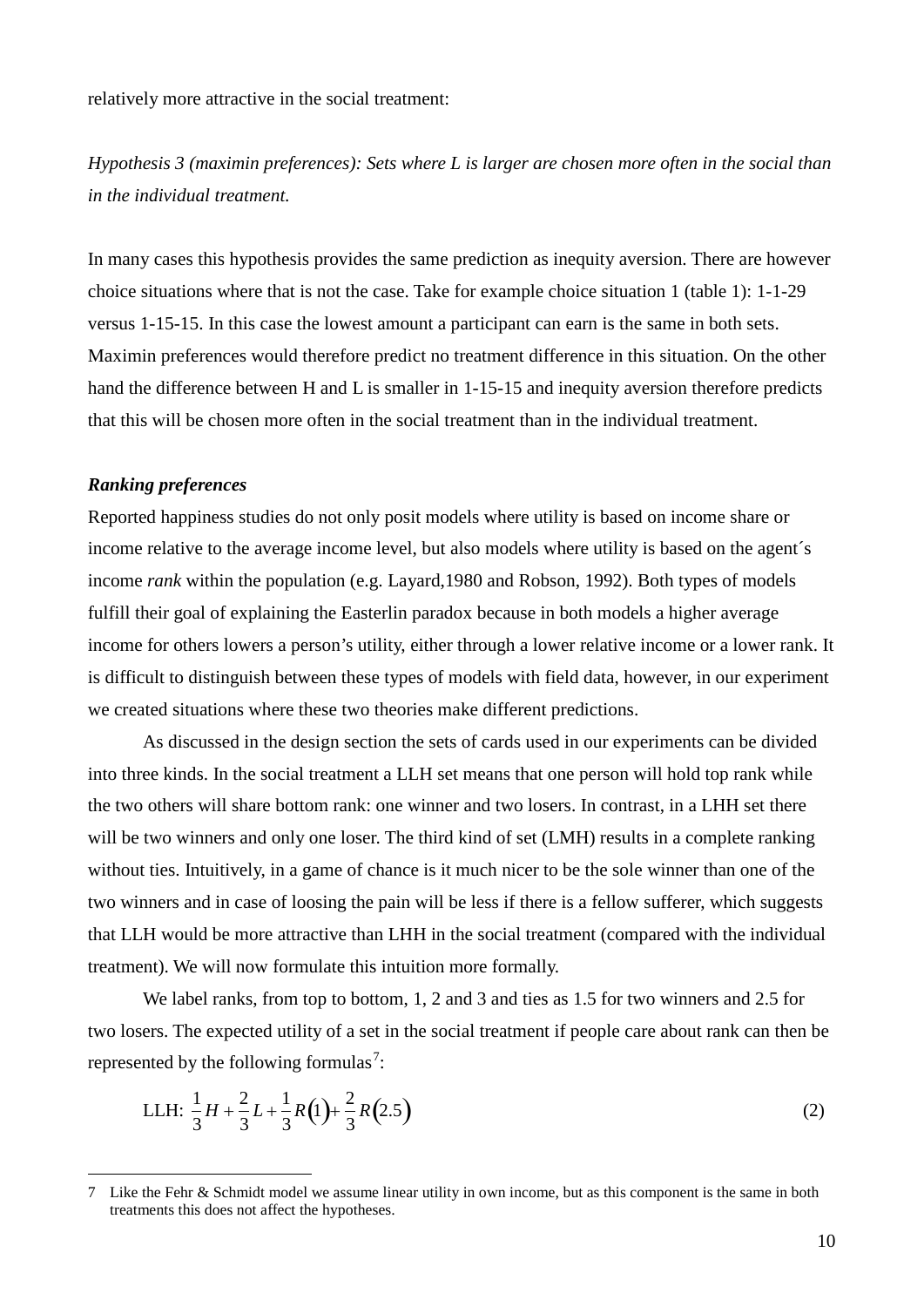relatively more attractive in the social treatment:

*Hypothesis 3 (maximin preferences): Sets where L is larger are chosen more often in the social than in the individual treatment.*

In many cases this hypothesis provides the same prediction as inequity aversion. There are however choice situations where that is not the case. Take for example choice situation 1 (table 1): 1-1-29 versus 1-15-15. In this case the lowest amount a participant can earn is the same in both sets. Maximin preferences would therefore predict no treatment difference in this situation. On the other hand the difference between H and L is smaller in 1-15-15 and inequity aversion therefore predicts that this will be chosen more often in the social treatment than in the individual treatment.

***Ranking preferences***

Reported happiness studies do not only posit models where utility is based on income share or income relative to the average income level, but also models where utility is based on the agent´s income *rank* within the population (e.g. Layard,1980 and Robson, 1992). Both types of models fulfill their goal of explaining the Easterlin paradox because in both models a higher average income for others lowers a person’s utility, either through a lower relative income or a lower rank. It is difficult to distinguish between these types of models with field data, however, in our experiment we created situations where these two theories make different predictions.

As discussed in the design section the sets of cards used in our experiments can be divided into three kinds. In the social treatment a LLH set means that one person will hold top rank while the two others will share bottom rank: one winner and two losers. In contrast, in a LHH set there will be two winners and only one loser. The third kind of set (LMH) results in a complete ranking without ties. Intuitively, in a game of chance is it much nicer to be the sole winner than one of the two winners and in case of loosing the pain will be less if there is a fellow sufferer, which suggests that LLH would be more attractive than LHH in the social treatment (compared with the individual treatment). We will now formulate this intuition more formally.

We label ranks, from top to bottom, 1, 2 and 3 and ties as 1.5 for two winners and 2.5 for two losers. The expected utility of a set in the social treatment if people care about rank can then be represented by the following formulas[7]:

$$\text{LLH: } \frac{1}{3}H + \frac{2}{3}L + \frac{1}{3}R(1) + \frac{2}{3}R(2.5) \tag{2}$$

7 Like the Fehr & Schmidt model we assume linear utility in own income, but as this component is the same in both treatments this does not affect the hypotheses.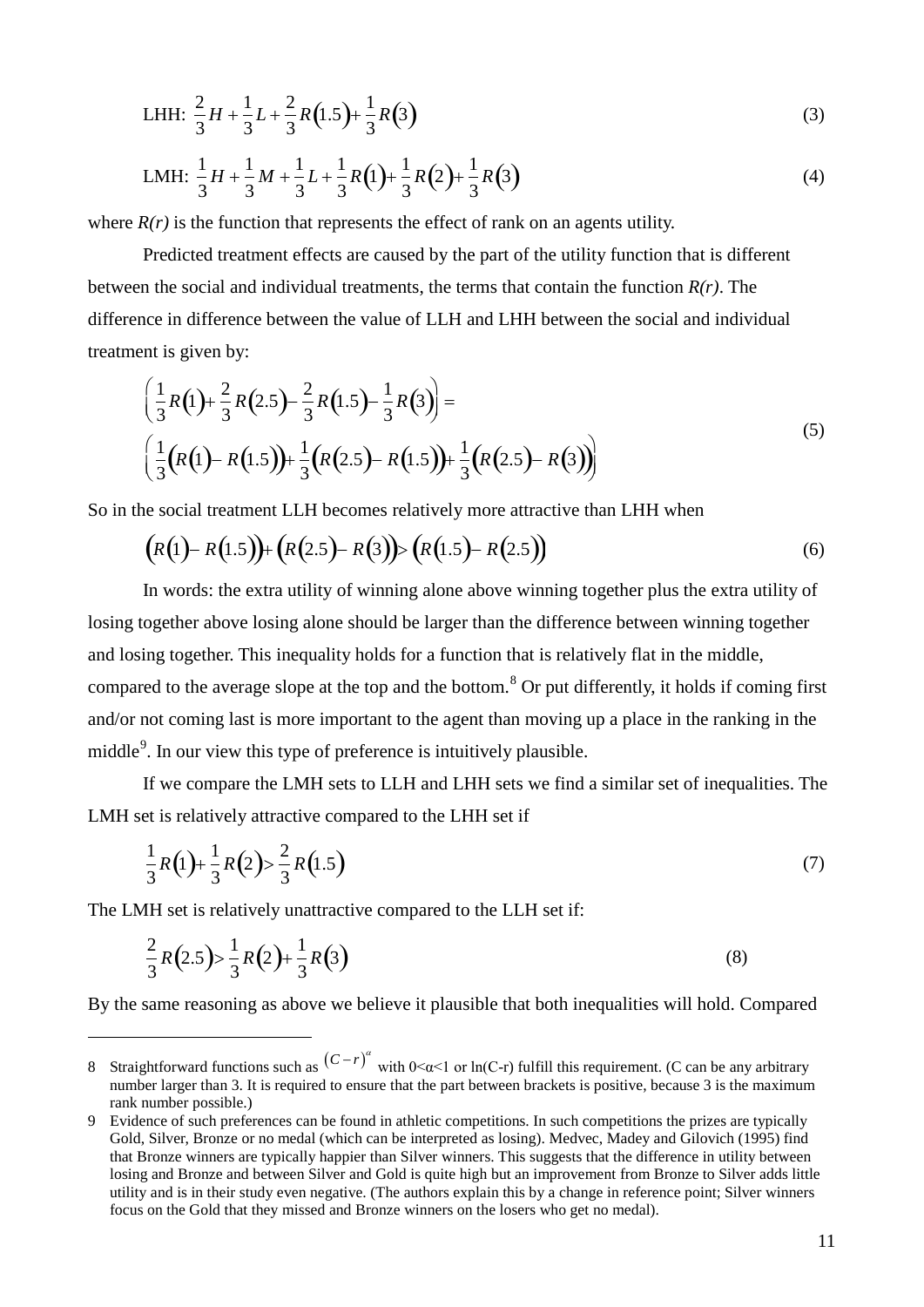$$\text{LHH: } \frac{2}{3}H + \frac{1}{3}L + \frac{2}{3}R(1.5) + \frac{1}{3}R(3) \tag{3}$$

$$\text{LMH: } \frac{1}{3}H + \frac{1}{3}M + \frac{1}{3}L + \frac{1}{3}R(1) + \frac{1}{3}R(2) + \frac{1}{3}R(3) \tag{4}$$

where *R(r)* is the function that represents the effect of rank on an agents utility.

Predicted treatment effects are caused by the part of the utility function that is different between the social and individual treatments, the terms that contain the function *R(r)*. The difference in difference between the value of LLH and LHH between the social and individual treatment is given by:

$$\begin{aligned} &\left(\frac{1}{3}R(1) + \frac{2}{3}R(2.5) - \frac{2}{3}R(1.5) - \frac{1}{3}R(3)\right) = \\ &\left(\frac{1}{3}\big(R(1) - R(1.5)\big) + \frac{1}{3}\big(R(2.5) - R(1.5)\big) + \frac{1}{3}\big(R(2.5) - R(3)\big)\right) \end{aligned} \tag{5}$$

So in the social treatment LLH becomes relatively more attractive than LHH when

$$\big(R(1) - R(1.5)\big) + \big(R(2.5) - R(3)\big) > \big(R(1.5) - R(2.5)\big) \tag{6}$$

In words: the extra utility of winning alone above winning together plus the extra utility of losing together above losing alone should be larger than the difference between winning together and losing together. This inequality holds for a function that is relatively flat in the middle, compared to the average slope at the top and the bottom.[8] Or put differently, it holds if coming first and/or not coming last is more important to the agent than moving up a place in the ranking in the middle[9]. In our view this type of preference is intuitively plausible.

If we compare the LMH sets to LLH and LHH sets we find a similar set of inequalities. The LMH set is relatively attractive compared to the LHH set if

$$\frac{1}{3}R(1) + \frac{1}{3}R(2) > \frac{2}{3}R(1.5) \tag{7}$$

The LMH set is relatively unattractive compared to the LLH set if:

$$\frac{2}{3}R(2.5) > \frac{1}{3}R(2) + \frac{1}{3}R(3) \tag{8}$$

By the same reasoning as above we believe it plausible that both inequalities will hold. Compared

---

8 Straightforward functions such as $(C-r)^{\alpha}$ with $0<\alpha<1$ or ln(C-r) fulfill this requirement. (C can be any arbitrary number larger than 3. It is required to ensure that the part between brackets is positive, because 3 is the maximum rank number possible.)

9 Evidence of such preferences can be found in athletic competitions. In such competitions the prizes are typically Gold, Silver, Bronze or no medal (which can be interpreted as losing). Medvec, Madey and Gilovich (1995) find that Bronze winners are typically happier than Silver winners. This suggests that the difference in utility between losing and Bronze and between Silver and Gold is quite high but an improvement from Bronze to Silver adds little utility and is in their study even negative. (The authors explain this by a change in reference point; Silver winners focus on the Gold that they missed and Bronze winners on the losers who get no medal).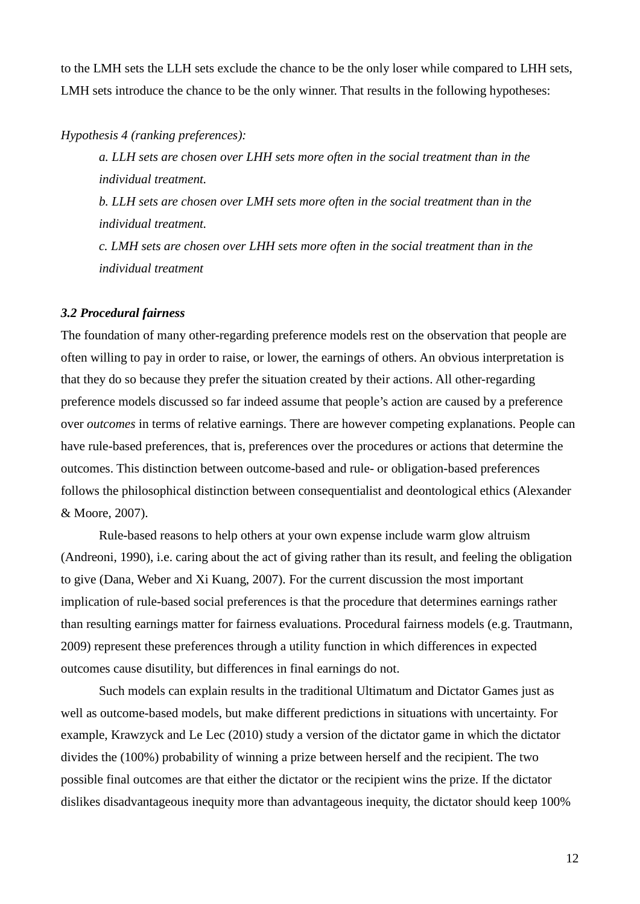to the LMH sets the LLH sets exclude the chance to be the only loser while compared to LHH sets, LMH sets introduce the chance to be the only winner. That results in the following hypotheses:

*Hypothesis 4 (ranking preferences):*

> *a. LLH sets are chosen over LHH sets more often in the social treatment than in the individual treatment.*
>
> *b. LLH sets are chosen over LMH sets more often in the social treatment than in the individual treatment.*
>
> *c. LMH sets are chosen over LHH sets more often in the social treatment than in the individual treatment*

### *3.2 Procedural fairness*

The foundation of many other-regarding preference models rest on the observation that people are often willing to pay in order to raise, or lower, the earnings of others. An obvious interpretation is that they do so because they prefer the situation created by their actions. All other-regarding preference models discussed so far indeed assume that people's action are caused by a preference over *outcomes* in terms of relative earnings. There are however competing explanations. People can have rule-based preferences, that is, preferences over the procedures or actions that determine the outcomes. This distinction between outcome-based and rule- or obligation-based preferences follows the philosophical distinction between consequentialist and deontological ethics (Alexander & Moore, 2007).

Rule-based reasons to help others at your own expense include warm glow altruism (Andreoni, 1990), i.e. caring about the act of giving rather than its result, and feeling the obligation to give (Dana, Weber and Xi Kuang, 2007). For the current discussion the most important implication of rule-based social preferences is that the procedure that determines earnings rather than resulting earnings matter for fairness evaluations. Procedural fairness models (e.g. Trautmann, 2009) represent these preferences through a utility function in which differences in expected outcomes cause disutility, but differences in final earnings do not.

Such models can explain results in the traditional Ultimatum and Dictator Games just as well as outcome-based models, but make different predictions in situations with uncertainty. For example, Krawzyck and Le Lec (2010) study a version of the dictator game in which the dictator divides the (100%) probability of winning a prize between herself and the recipient. The two possible final outcomes are that either the dictator or the recipient wins the prize. If the dictator dislikes disadvantageous inequity more than advantageous inequity, the dictator should keep 100%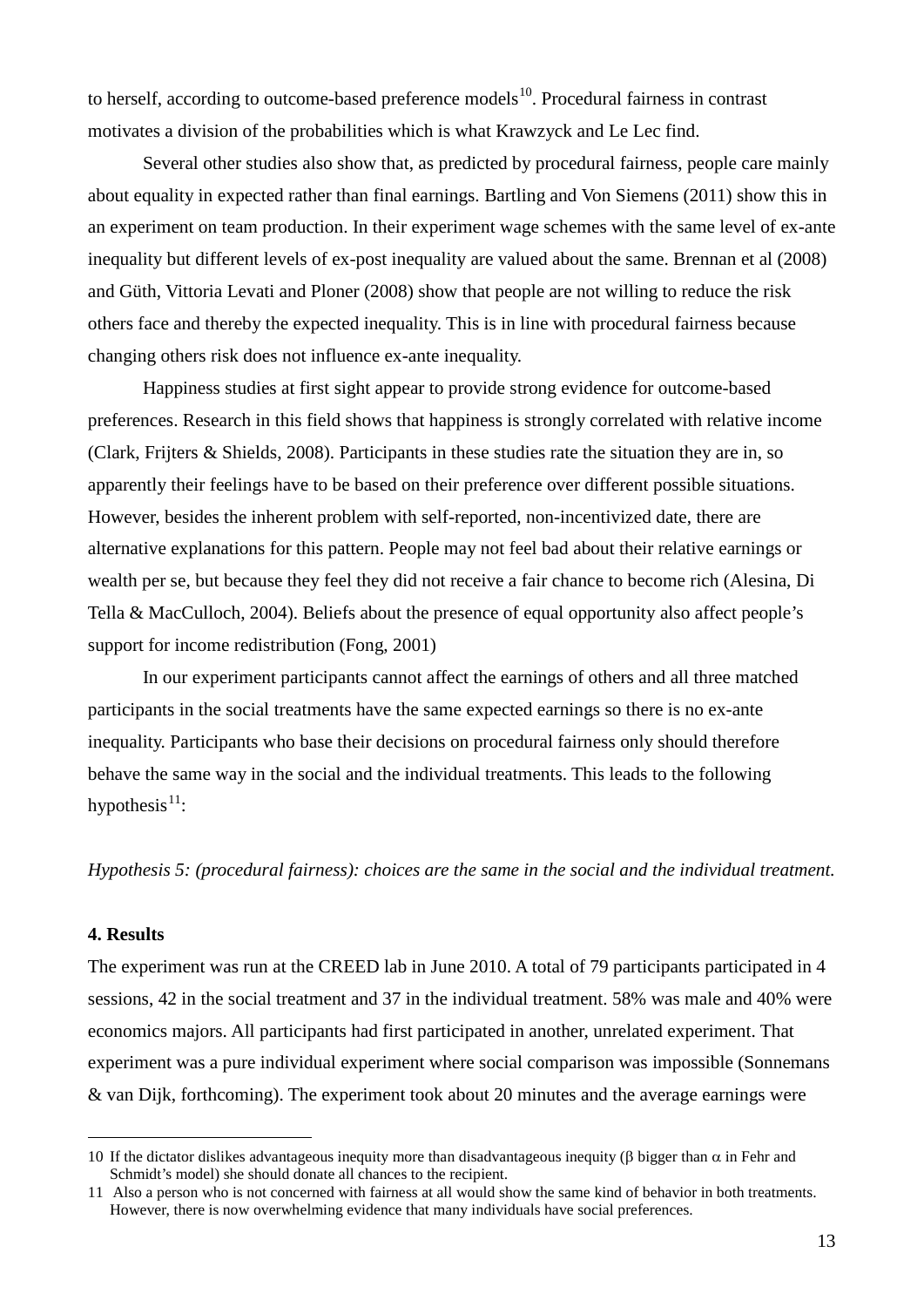to herself, according to outcome-based preference models[10]. Procedural fairness in contrast motivates a division of the probabilities which is what Krawzyck and Le Lec find.

Several other studies also show that, as predicted by procedural fairness, people care mainly about equality in expected rather than final earnings. Bartling and Von Siemens (2011) show this in an experiment on team production. In their experiment wage schemes with the same level of ex-ante inequality but different levels of ex-post inequality are valued about the same. Brennan et al (2008) and Güth, Vittoria Levati and Ploner (2008) show that people are not willing to reduce the risk others face and thereby the expected inequality. This is in line with procedural fairness because changing others risk does not influence ex-ante inequality.

Happiness studies at first sight appear to provide strong evidence for outcome-based preferences. Research in this field shows that happiness is strongly correlated with relative income (Clark, Frijters & Shields, 2008). Participants in these studies rate the situation they are in, so apparently their feelings have to be based on their preference over different possible situations. However, besides the inherent problem with self-reported, non-incentivized date, there are alternative explanations for this pattern. People may not feel bad about their relative earnings or wealth per se, but because they feel they did not receive a fair chance to become rich (Alesina, Di Tella & MacCulloch, 2004). Beliefs about the presence of equal opportunity also affect people's support for income redistribution (Fong, 2001)

In our experiment participants cannot affect the earnings of others and all three matched participants in the social treatments have the same expected earnings so there is no ex-ante inequality. Participants who base their decisions on procedural fairness only should therefore behave the same way in the social and the individual treatments. This leads to the following hypothesis[11]:

*Hypothesis 5: (procedural fairness): choices are the same in the social and the individual treatment.*

**4. Results**

The experiment was run at the CREED lab in June 2010. A total of 79 participants participated in 4 sessions, 42 in the social treatment and 37 in the individual treatment. 58% was male and 40% were economics majors. All participants had first participated in another, unrelated experiment. That experiment was a pure individual experiment where social comparison was impossible (Sonnemans & van Dijk, forthcoming). The experiment took about 20 minutes and the average earnings were

---

[10] If the dictator dislikes advantageous inequity more than disadvantageous inequity ($\beta$ bigger than $\alpha$ in Fehr and Schmidt's model) she should donate all chances to the recipient.

[11] Also a person who is not concerned with fairness at all would show the same kind of behavior in both treatments. However, there is now overwhelming evidence that many individuals have social preferences.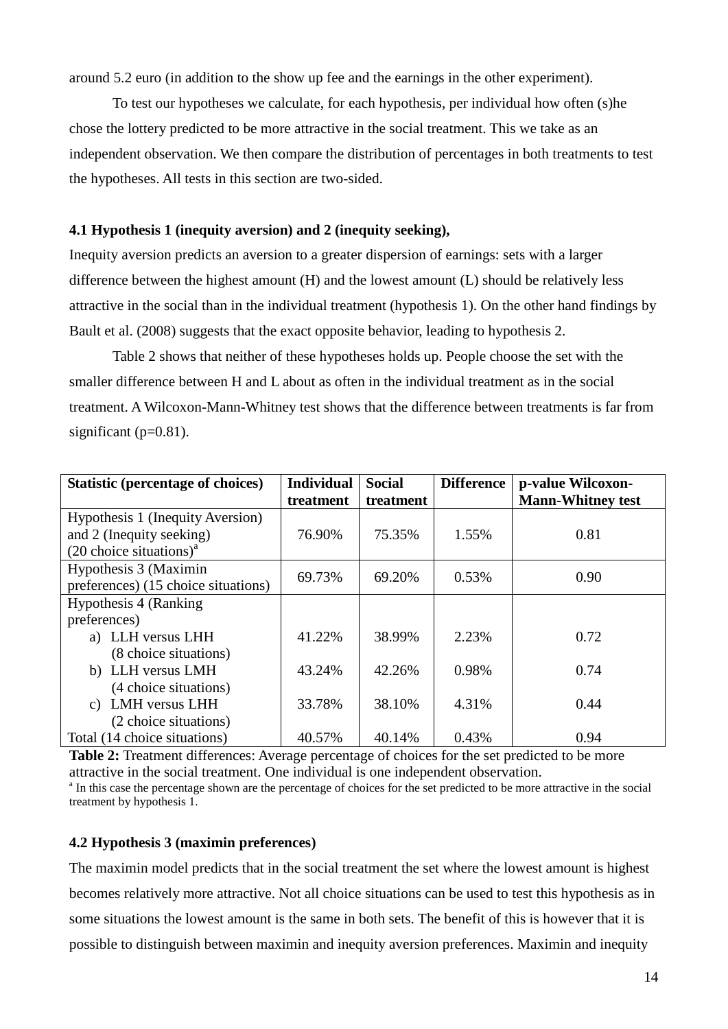around 5.2 euro (in addition to the show up fee and the earnings in the other experiment).

To test our hypotheses we calculate, for each hypothesis, per individual how often (s)he chose the lottery predicted to be more attractive in the social treatment. This we take as an independent observation. We then compare the distribution of percentages in both treatments to test the hypotheses. All tests in this section are two-sided.

### 4.1 Hypothesis 1 (inequity aversion) and 2 (inequity seeking),

Inequity aversion predicts an aversion to a greater dispersion of earnings: sets with a larger difference between the highest amount (H) and the lowest amount (L) should be relatively less attractive in the social than in the individual treatment (hypothesis 1). On the other hand findings by Bault et al. (2008) suggests that the exact opposite behavior, leading to hypothesis 2.

Table 2 shows that neither of these hypotheses holds up. People choose the set with the smaller difference between H and L about as often in the individual treatment as in the social treatment. A Wilcoxon-Mann-Whitney test shows that the difference between treatments is far from significant (p=0.81).

| Statistic (percentage of choices) | Individual treatment | Social treatment | Difference | p-value Wilcoxon-Mann-Whitney test |
|---|---|---|---|---|
| Hypothesis 1 (Inequity Aversion) and 2 (Inequity seeking) (20 choice situations)[a] | 76.90% | 75.35% | 1.55% | 0.81 |
| Hypothesis 3 (Maximin preferences) (15 choice situations) | 69.73% | 69.20% | 0.53% | 0.90 |
| Hypothesis 4 (Ranking preferences) | | | | |
| a) LLH versus LHH (8 choice situations) | 41.22% | 38.99% | 2.23% | 0.72 |
| b) LLH versus LMH (4 choice situations) | 43.24% | 42.26% | 0.98% | 0.74 |
| c) LMH versus LHH (2 choice situations) | 33.78% | 38.10% | 4.31% | 0.44 |
| Total (14 choice situations) | 40.57% | 40.14% | 0.43% | 0.94 |

**Table 2:** Treatment differences: Average percentage of choices for the set predicted to be more attractive in the social treatment. One individual is one independent observation.

[a] In this case the percentage shown are the percentage of choices for the set predicted to be more attractive in the social treatment by hypothesis 1.

### 4.2 Hypothesis 3 (maximin preferences)

The maximin model predicts that in the social treatment the set where the lowest amount is highest becomes relatively more attractive. Not all choice situations can be used to test this hypothesis as in some situations the lowest amount is the same in both sets. The benefit of this is however that it is possible to distinguish between maximin and inequity aversion preferences. Maximin and inequity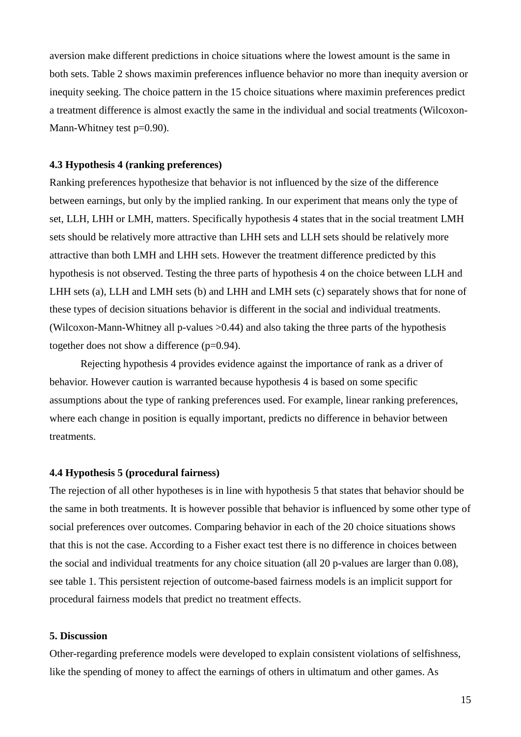aversion make different predictions in choice situations where the lowest amount is the same in both sets. Table 2 shows maximin preferences influence behavior no more than inequity aversion or inequity seeking. The choice pattern in the 15 choice situations where maximin preferences predict a treatment difference is almost exactly the same in the individual and social treatments (Wilcoxon-Mann-Whitney test p=0.90).

### 4.3 Hypothesis 4 (ranking preferences)

Ranking preferences hypothesize that behavior is not influenced by the size of the difference between earnings, but only by the implied ranking. In our experiment that means only the type of set, LLH, LHH or LMH, matters. Specifically hypothesis 4 states that in the social treatment LMH sets should be relatively more attractive than LHH sets and LLH sets should be relatively more attractive than both LMH and LHH sets. However the treatment difference predicted by this hypothesis is not observed. Testing the three parts of hypothesis 4 on the choice between LLH and LHH sets (a), LLH and LMH sets (b) and LHH and LMH sets (c) separately shows that for none of these types of decision situations behavior is different in the social and individual treatments. (Wilcoxon-Mann-Whitney all p-values >0.44) and also taking the three parts of the hypothesis together does not show a difference (p=0.94).

Rejecting hypothesis 4 provides evidence against the importance of rank as a driver of behavior. However caution is warranted because hypothesis 4 is based on some specific assumptions about the type of ranking preferences used. For example, linear ranking preferences, where each change in position is equally important, predicts no difference in behavior between treatments.

### 4.4 Hypothesis 5 (procedural fairness)

The rejection of all other hypotheses is in line with hypothesis 5 that states that behavior should be the same in both treatments. It is however possible that behavior is influenced by some other type of social preferences over outcomes. Comparing behavior in each of the 20 choice situations shows that this is not the case. According to a Fisher exact test there is no difference in choices between the social and individual treatments for any choice situation (all 20 p-values are larger than 0.08), see table 1. This persistent rejection of outcome-based fairness models is an implicit support for procedural fairness models that predict no treatment effects.

## 5. Discussion

Other-regarding preference models were developed to explain consistent violations of selfishness, like the spending of money to affect the earnings of others in ultimatum and other games. As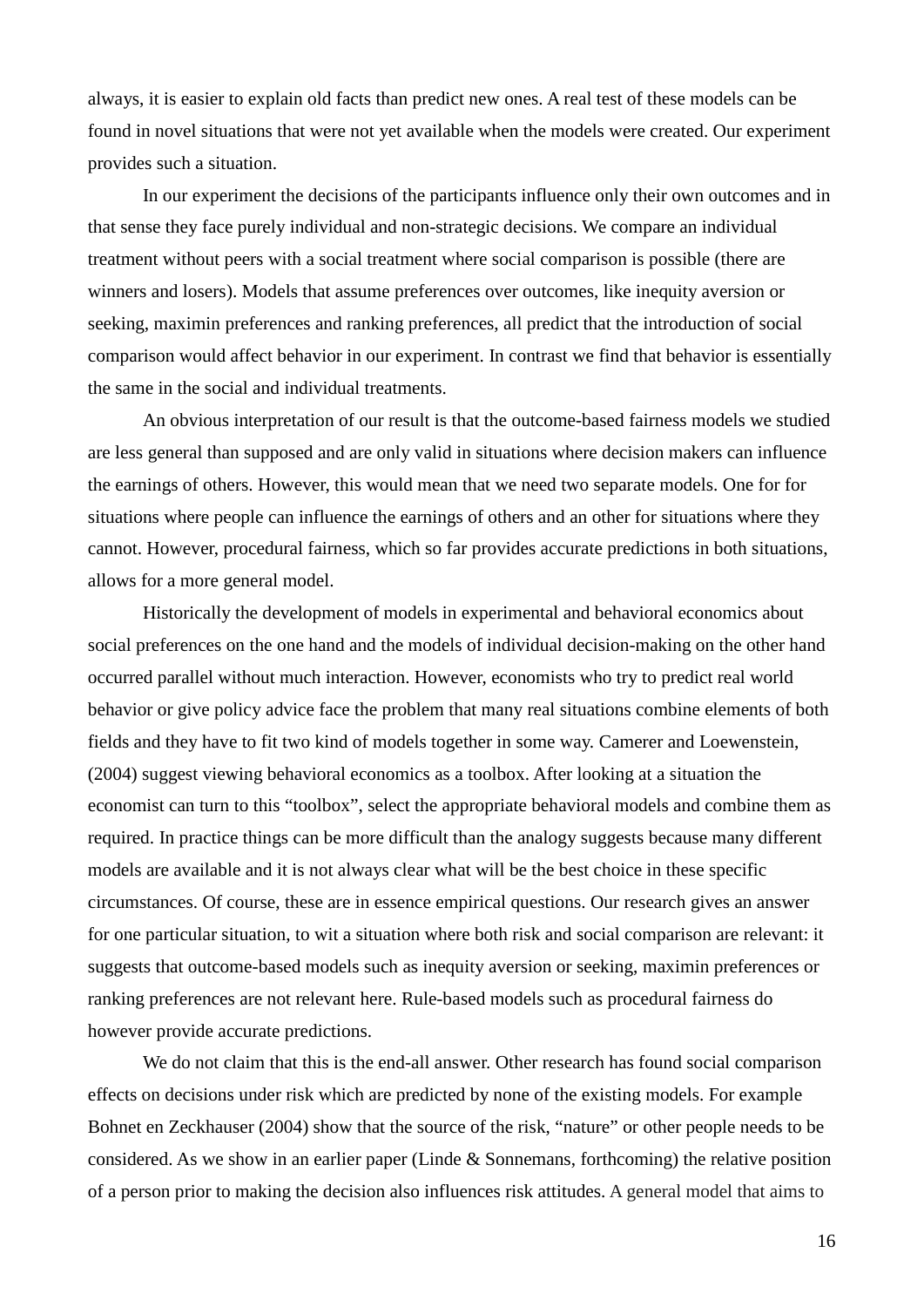always, it is easier to explain old facts than predict new ones. A real test of these models can be found in novel situations that were not yet available when the models were created. Our experiment provides such a situation.

In our experiment the decisions of the participants influence only their own outcomes and in that sense they face purely individual and non-strategic decisions. We compare an individual treatment without peers with a social treatment where social comparison is possible (there are winners and losers). Models that assume preferences over outcomes, like inequity aversion or seeking, maximin preferences and ranking preferences, all predict that the introduction of social comparison would affect behavior in our experiment. In contrast we find that behavior is essentially the same in the social and individual treatments.

An obvious interpretation of our result is that the outcome-based fairness models we studied are less general than supposed and are only valid in situations where decision makers can influence the earnings of others. However, this would mean that we need two separate models. One for for situations where people can influence the earnings of others and an other for situations where they cannot. However, procedural fairness, which so far provides accurate predictions in both situations, allows for a more general model.

Historically the development of models in experimental and behavioral economics about social preferences on the one hand and the models of individual decision-making on the other hand occurred parallel without much interaction. However, economists who try to predict real world behavior or give policy advice face the problem that many real situations combine elements of both fields and they have to fit two kind of models together in some way. Camerer and Loewenstein, (2004) suggest viewing behavioral economics as a toolbox. After looking at a situation the economist can turn to this "toolbox", select the appropriate behavioral models and combine them as required. In practice things can be more difficult than the analogy suggests because many different models are available and it is not always clear what will be the best choice in these specific circumstances. Of course, these are in essence empirical questions. Our research gives an answer for one particular situation, to wit a situation where both risk and social comparison are relevant: it suggests that outcome-based models such as inequity aversion or seeking, maximin preferences or ranking preferences are not relevant here. Rule-based models such as procedural fairness do however provide accurate predictions.

We do not claim that this is the end-all answer. Other research has found social comparison effects on decisions under risk which are predicted by none of the existing models. For example Bohnet en Zeckhauser (2004) show that the source of the risk, "nature" or other people needs to be considered. As we show in an earlier paper (Linde & Sonnemans, forthcoming) the relative position of a person prior to making the decision also influences risk attitudes. A general model that aims to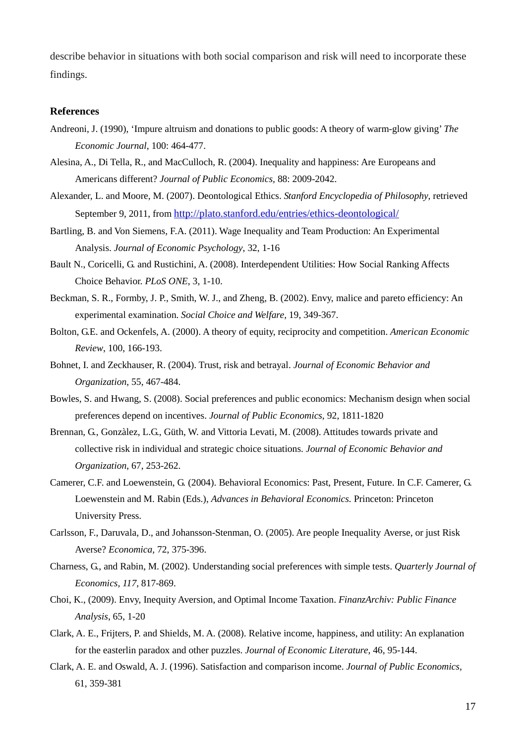describe behavior in situations with both social comparison and risk will need to incorporate these findings.

## References

Andreoni, J. (1990), 'Impure altruism and donations to public goods: A theory of warm-glow giving' *The Economic Journal*, 100: 464-477.

Alesina, A., Di Tella, R., and MacCulloch, R. (2004). Inequality and happiness: Are Europeans and Americans different? *Journal of Public Economics,* 88: 2009-2042.

Alexander, L. and Moore, M. (2007). Deontological Ethics. *Stanford Encyclopedia of Philosophy*, retrieved September 9, 2011, from http://plato.stanford.edu/entries/ethics-deontological/

Bartling, B. and Von Siemens, F.A. (2011). Wage Inequality and Team Production: An Experimental Analysis. *Journal of Economic Psychology*, 32, 1-16

Bault N., Coricelli, G. and Rustichini, A. (2008). Interdependent Utilities: How Social Ranking Affects Choice Behavior. *PLoS ONE*, 3, 1-10.

Beckman, S. R., Formby, J. P., Smith, W. J., and Zheng, B. (2002). Envy, malice and pareto efficiency: An experimental examination. *Social Choice and Welfare,* 19, 349-367.

Bolton, G.E. and Ockenfels, A. (2000). A theory of equity, reciprocity and competition. *American Economic Review*, 100, 166-193.

Bohnet, I. and Zeckhauser, R. (2004). Trust, risk and betrayal. *Journal of Economic Behavior and Organization*, 55, 467-484.

Bowles, S. and Hwang, S. (2008). Social preferences and public economics: Mechanism design when social preferences depend on incentives. *Journal of Public Economics*, 92, 1811-1820

Brennan, G., Gonzàlez, L.G., Güth, W. and Vittoria Levati, M. (2008). Attitudes towards private and collective risk in individual and strategic choice situations. *Journal of Economic Behavior and Organization*, 67, 253-262.

Camerer, C.F. and Loewenstein, G. (2004). Behavioral Economics: Past, Present, Future. In C.F. Camerer, G. Loewenstein and M. Rabin (Eds.), *Advances in Behavioral Economics.* Princeton: Princeton University Press.

Carlsson, F., Daruvala, D., and Johansson-Stenman, O. (2005). Are people Inequality Averse, or just Risk Averse? *Economica,* 72, 375-396.

Charness, G., and Rabin, M. (2002). Understanding social preferences with simple tests. *Quarterly Journal of Economics, 117*, 817-869.

Choi, K., (2009). Envy, Inequity Aversion, and Optimal Income Taxation. *FinanzArchiv: Public Finance Analysis*, 65, 1-20

Clark, A. E., Frijters, P. and Shields, M. A. (2008). Relative income, happiness, and utility: An explanation for the easterlin paradox and other puzzles. *Journal of Economic Literature*, 46, 95-144.

Clark, A. E. and Oswald, A. J. (1996). Satisfaction and comparison income. *Journal of Public Economics*, 61, 359-381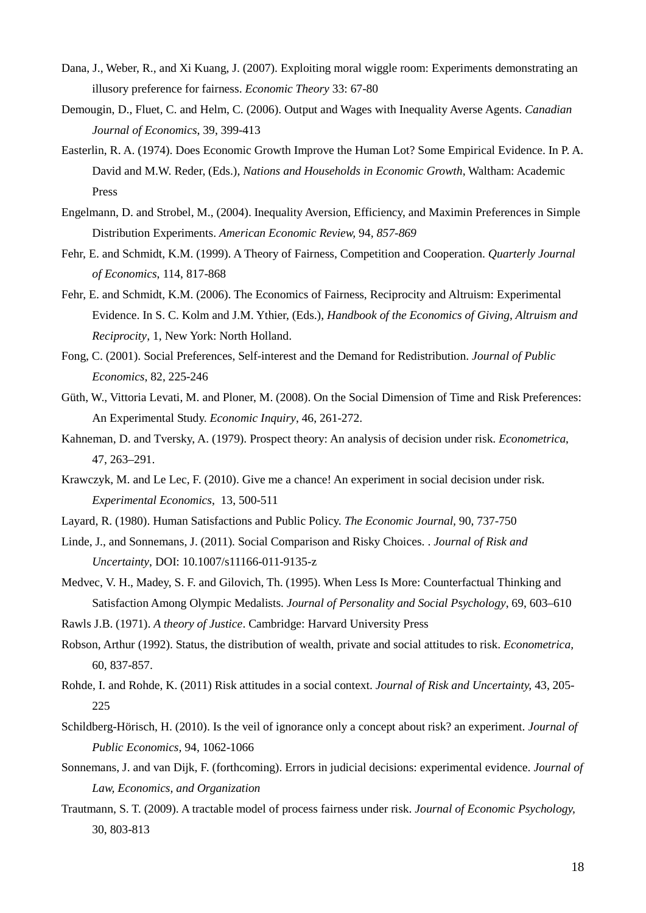Dana, J., Weber, R., and Xi Kuang, J. (2007). Exploiting moral wiggle room: Experiments demonstrating an illusory preference for fairness. *Economic Theory* 33: 67-80

Demougin, D., Fluet, C. and Helm, C. (2006). Output and Wages with Inequality Averse Agents. *Canadian Journal of Economics*, 39, 399-413

Easterlin, R. A. (1974). Does Economic Growth Improve the Human Lot? Some Empirical Evidence. In P. A. David and M.W. Reder, (Eds.), *Nations and Households in Economic Growth*, Waltham: Academic Press

Engelmann, D. and Strobel, M., (2004). Inequality Aversion, Efficiency, and Maximin Preferences in Simple Distribution Experiments. *American Economic Review,* 94*, 857-869*

Fehr, E. and Schmidt, K.M. (1999). A Theory of Fairness, Competition and Cooperation. *Quarterly Journal of Economics*, 114, 817-868

Fehr, E. and Schmidt, K.M. (2006). The Economics of Fairness, Reciprocity and Altruism: Experimental Evidence. In S. C. Kolm and J.M. Ythier, (Eds.), *Handbook of the Economics of Giving, Altruism and Reciprocity*, 1, New York: North Holland.

Fong, C. (2001). Social Preferences, Self-interest and the Demand for Redistribution. *Journal of Public Economics*, 82, 225-246

Güth, W., Vittoria Levati, M. and Ploner, M. (2008). On the Social Dimension of Time and Risk Preferences: An Experimental Study. *Economic Inquiry*, 46, 261-272.

Kahneman, D. and Tversky, A. (1979). Prospect theory: An analysis of decision under risk. *Econometrica*, 47, 263–291.

Krawczyk, M. and Le Lec, F. (2010). Give me a chance! An experiment in social decision under risk. *Experimental Economics*, 13, 500-511

Layard, R. (1980). Human Satisfactions and Public Policy. *The Economic Journal*, 90, 737-750

Linde, J., and Sonnemans, J. (2011). Social Comparison and Risky Choices. . *Journal of Risk and Uncertainty*, DOI: 10.1007/s11166-011-9135-z

Medvec, V. H., Madey, S. F. and Gilovich, Th. (1995). When Less Is More: Counterfactual Thinking and Satisfaction Among Olympic Medalists. *Journal of Personality and Social Psychology*, 69, 603–610

Rawls J.B. (1971). *A theory of Justice*. Cambridge: Harvard University Press

Robson, Arthur (1992). Status, the distribution of wealth, private and social attitudes to risk. *Econometrica*, 60, 837-857.

Rohde, I. and Rohde, K. (2011) Risk attitudes in a social context. *Journal of Risk and Uncertainty,* 43, 205-225

Schildberg-Hörisch, H. (2010). Is the veil of ignorance only a concept about risk? an experiment. *Journal of Public Economics*, 94, 1062-1066

Sonnemans, J. and van Dijk, F. (forthcoming). Errors in judicial decisions: experimental evidence. *Journal of Law, Economics, and Organization*

Trautmann, S. T. (2009). A tractable model of process fairness under risk. *Journal of Economic Psychology*, 30, 803-813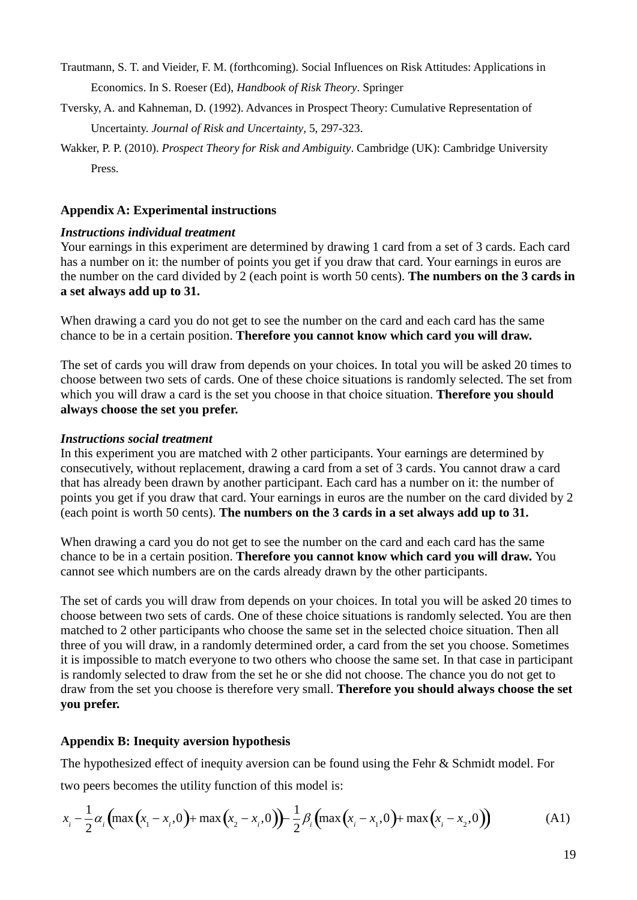Trautmann, S. T. and Vieider, F. M. (forthcoming). Social Influences on Risk Attitudes: Applications in Economics. In S. Roeser (Ed), *Handbook of Risk Theory*. Springer

Tversky, A. and Kahneman, D. (1992). Advances in Prospect Theory: Cumulative Representation of Uncertainty. *Journal of Risk and Uncertainty*, 5, 297-323.

Wakker, P. P. (2010). *Prospect Theory for Risk and Ambiguity*. Cambridge (UK): Cambridge University Press.

## Appendix A: Experimental instructions

***Instructions individual treatment***

Your earnings in this experiment are determined by drawing 1 card from a set of 3 cards. Each card has a number on it: the number of points you get if you draw that card. Your earnings in euros are the number on the card divided by 2 (each point is worth 50 cents). **The numbers on the 3 cards in a set always add up to 31.**

When drawing a card you do not get to see the number on the card and each card has the same chance to be in a certain position. **Therefore you cannot know which card you will draw.**

The set of cards you will draw from depends on your choices. In total you will be asked 20 times to choose between two sets of cards. One of these choice situations is randomly selected. The set from which you will draw a card is the set you choose in that choice situation. **Therefore you should always choose the set you prefer.**

***Instructions social treatment***

In this experiment you are matched with 2 other participants. Your earnings are determined by consecutively, without replacement, drawing a card from a set of 3 cards. You cannot draw a card that has already been drawn by another participant. Each card has a number on it: the number of points you get if you draw that card. Your earnings in euros are the number on the card divided by 2 (each point is worth 50 cents). **The numbers on the 3 cards in a set always add up to 31.**

When drawing a card you do not get to see the number on the card and each card has the same chance to be in a certain position. **Therefore you cannot know which card you will draw.** You cannot see which numbers are on the cards already drawn by the other participants.

The set of cards you will draw from depends on your choices. In total you will be asked 20 times to choose between two sets of cards. One of these choice situations is randomly selected. You are then matched to 2 other participants who choose the same set in the selected choice situation. Then all three of you will draw, in a randomly determined order, a card from the set you choose. Sometimes it is impossible to match everyone to two others who choose the same set. In that case in participant is randomly selected to draw from the set he or she did not choose. The chance you do not get to draw from the set you choose is therefore very small. **Therefore you should always choose the set you prefer.**

## Appendix B: Inequity aversion hypothesis

The hypothesized effect of inequity aversion can be found using the Fehr & Schmidt model. For two peers becomes the utility function of this model is:

$$x_i - \frac{1}{2}\alpha_i\left(\max\left(x_1 - x_i, 0\right) + \max\left(x_2 - x_i, 0\right)\right) - \frac{1}{2}\beta_i\left(\max\left(x_i - x_1, 0\right) + \max\left(x_i - x_2, 0\right)\right) \tag{A1}$$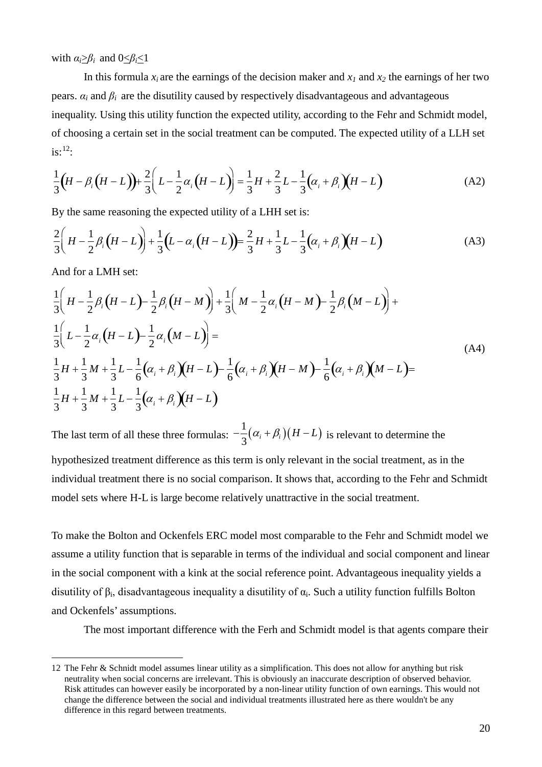with $\alpha_i \geq \beta_i$ and $0 \leq \beta_i \leq 1$

In this formula $x_i$ are the earnings of the decision maker and $x_1$ and $x_2$ the earnings of her two pears. $\alpha_i$ and $\beta_i$ are the disutility caused by respectively disadvantageous and advantageous inequality. Using this utility function the expected utility, according to the Fehr and Schmidt model, of choosing a certain set in the social treatment can be computed. The expected utility of a LLH set is:[12]:

$$\frac{1}{3}\Big(H - \beta_i\left(H - L\right)\Big) + \frac{2}{3}\left(L - \frac{1}{2}\alpha_i\left(H - L\right)\right) = \frac{1}{3}H + \frac{2}{3}L - \frac{1}{3}\left(\alpha_i + \beta_i\right)\left(H - L\right) \tag{A2}$$

By the same reasoning the expected utility of a LHH set is:

$$\frac{2}{3}\left(H - \frac{1}{2}\beta_i\left(H - L\right)\right) + \frac{1}{3}\Big(L - \alpha_i\left(H - L\right)\Big) = \frac{2}{3}H + \frac{1}{3}L - \frac{1}{3}\left(\alpha_i + \beta_i\right)\left(H - L\right) \tag{A3}$$

And for a LMH set:

$$\begin{aligned}
&\frac{1}{3}\left(H - \frac{1}{2}\beta_i\left(H - L\right) - \frac{1}{2}\beta_i\left(H - M\right)\right) + \frac{1}{3}\left(M - \frac{1}{2}\alpha_i\left(H - M\right) - \frac{1}{2}\beta_i\left(M - L\right)\right) + \\
&\frac{1}{3}\left(L - \frac{1}{2}\alpha_i\left(H - L\right) - \frac{1}{2}\alpha_i\left(M - L\right)\right) = \\
&\frac{1}{3}H + \frac{1}{3}M + \frac{1}{3}L - \frac{1}{6}\left(\alpha_i + \beta_i\right)\left(H - L\right) - \frac{1}{6}\left(\alpha_i + \beta_i\right)\left(H - M\right) - \frac{1}{6}\left(\alpha_i + \beta_i\right)\left(M - L\right) = \\
&\frac{1}{3}H + \frac{1}{3}M + \frac{1}{3}L - \frac{1}{3}\left(\alpha_i + \beta_i\right)\left(H - L\right)
\end{aligned} \tag{A4}$$

The last term of all these three formulas: $-\frac{1}{3}\left(\alpha_i + \beta_i\right)\left(H - L\right)$ is relevant to determine the hypothesized treatment difference as this term is only relevant in the social treatment, as in the individual treatment there is no social comparison. It shows that, according to the Fehr and Schmidt model sets where H-L is large become relatively unattractive in the social treatment.

To make the Bolton and Ockenfels ERC model most comparable to the Fehr and Schmidt model we assume a utility function that is separable in terms of the individual and social component and linear in the social component with a kink at the social reference point. Advantageous inequality yields a disutility of $\beta_i$, disadvantageous inequality a disutility of $\alpha_i$. Such a utility function fulfills Bolton and Ockenfels' assumptions.

The most important difference with the Ferh and Schmidt model is that agents compare their

---

12 The Fehr & Schnidt model assumes linear utility as a simplification. This does not allow for anything but risk neutrality when social concerns are irrelevant. This is obviously an inaccurate description of observed behavior. Risk attitudes can however easily be incorporated by a non-linear utility function of own earnings. This would not change the difference between the social and individual treatments illustrated here as there wouldn't be any difference in this regard between treatments.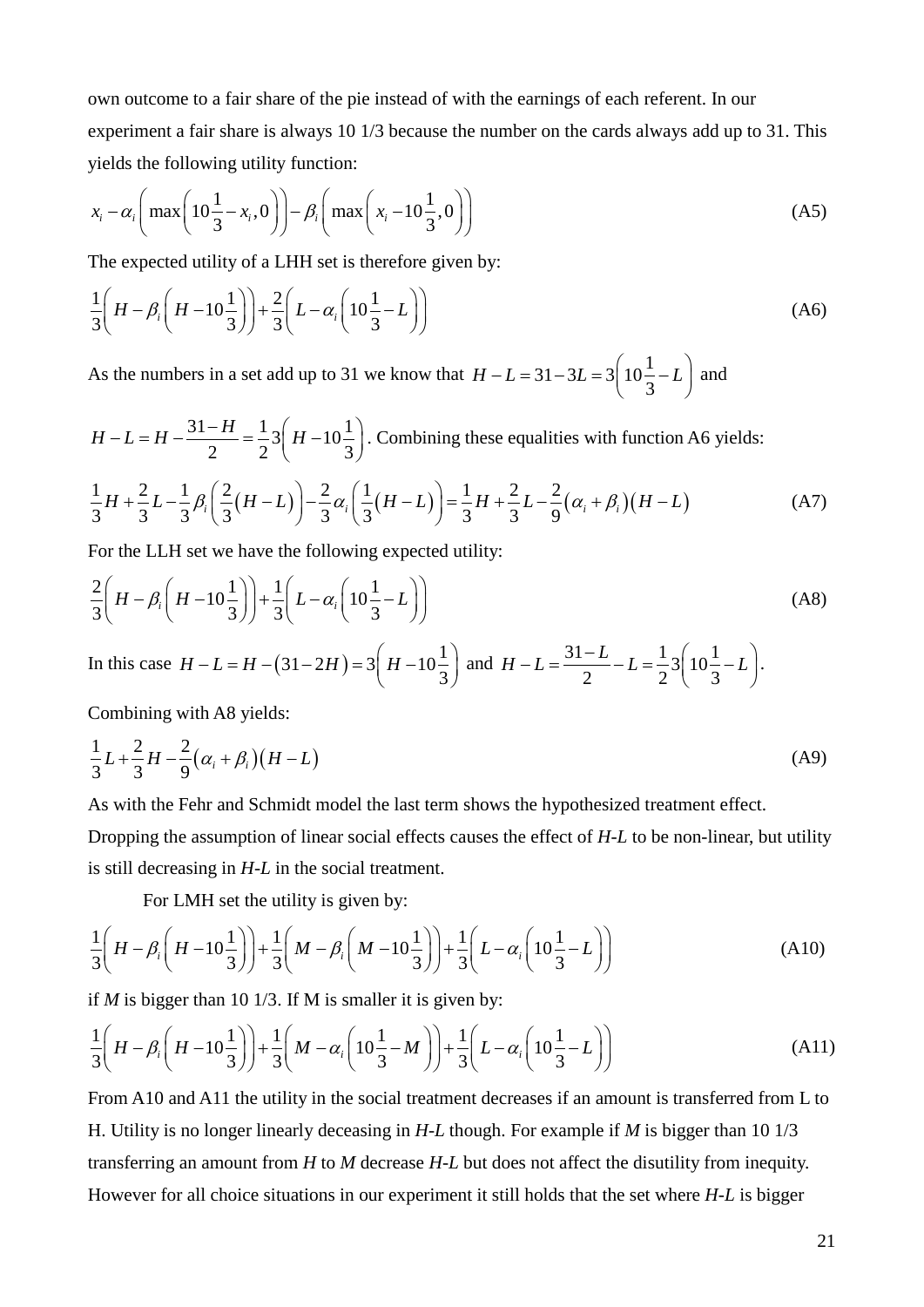own outcome to a fair share of the pie instead of with the earnings of each referent. In our experiment a fair share is always 10 1/3 because the number on the cards always add up to 31. This yields the following utility function:

$$x_i - \alpha_i\left(\max\left(10\frac{1}{3} - x_i, 0\right)\right) - \beta_i\left(\max\left(x_i - 10\frac{1}{3}, 0\right)\right) \tag{A5}$$

The expected utility of a LHH set is therefore given by:

$$\frac{1}{3}\left(H - \beta_i\left(H - 10\frac{1}{3}\right)\right) + \frac{2}{3}\left(L - \alpha_i\left(10\frac{1}{3} - L\right)\right) \tag{A6}$$

As the numbers in a set add up to 31 we know that $H - L = 31 - 3L = 3\left(10\frac{1}{3} - L\right)$ and

$H - L = H - \frac{31 - H}{2} = \frac{1}{2}3\left(H - 10\frac{1}{3}\right)$. Combining these equalities with function A6 yields:

$$\frac{1}{3}H + \frac{2}{3}L - \frac{1}{3}\beta_i\left(\frac{2}{3}(H - L)\right) - \frac{2}{3}\alpha_i\left(\frac{1}{3}(H - L)\right) = \frac{1}{3}H + \frac{2}{3}L - \frac{2}{9}(\alpha_i + \beta_i)(H - L) \tag{A7}$$

For the LLH set we have the following expected utility:

$$\frac{2}{3}\left(H - \beta_i\left(H - 10\frac{1}{3}\right)\right) + \frac{1}{3}\left(L - \alpha_i\left(10\frac{1}{3} - L\right)\right) \tag{A8}$$

In this case $H - L = H - (31 - 2H) = 3\left(H - 10\frac{1}{3}\right)$ and $H - L = \frac{31 - L}{2} - L = \frac{1}{2}3\left(10\frac{1}{3} - L\right)$.

Combining with A8 yields:

$$\frac{1}{3}L + \frac{2}{3}H - \frac{2}{9}(\alpha_i + \beta_i)(H - L) \tag{A9}$$

As with the Fehr and Schmidt model the last term shows the hypothesized treatment effect. Dropping the assumption of linear social effects causes the effect of *H-L* to be non-linear, but utility is still decreasing in *H-L* in the social treatment.

For LMH set the utility is given by:

$$\frac{1}{3}\left(H - \beta_i\left(H - 10\frac{1}{3}\right)\right) + \frac{1}{3}\left(M - \beta_i\left(M - 10\frac{1}{3}\right)\right) + \frac{1}{3}\left(L - \alpha_i\left(10\frac{1}{3} - L\right)\right) \tag{A10}$$

if *M* is bigger than 10 1/3. If M is smaller it is given by:

$$\frac{1}{3}\left(H - \beta_i\left(H - 10\frac{1}{3}\right)\right) + \frac{1}{3}\left(M - \alpha_i\left(10\frac{1}{3} - M\right)\right) + \frac{1}{3}\left(L - \alpha_i\left(10\frac{1}{3} - L\right)\right) \tag{A11}$$

From A10 and A11 the utility in the social treatment decreases if an amount is transferred from L to H. Utility is no longer linearly deceasing in *H-L* though. For example if *M* is bigger than 10 1/3 transferring an amount from *H* to *M* decrease *H-L* but does not affect the disutility from inequity. However for all choice situations in our experiment it still holds that the set where *H-L* is bigger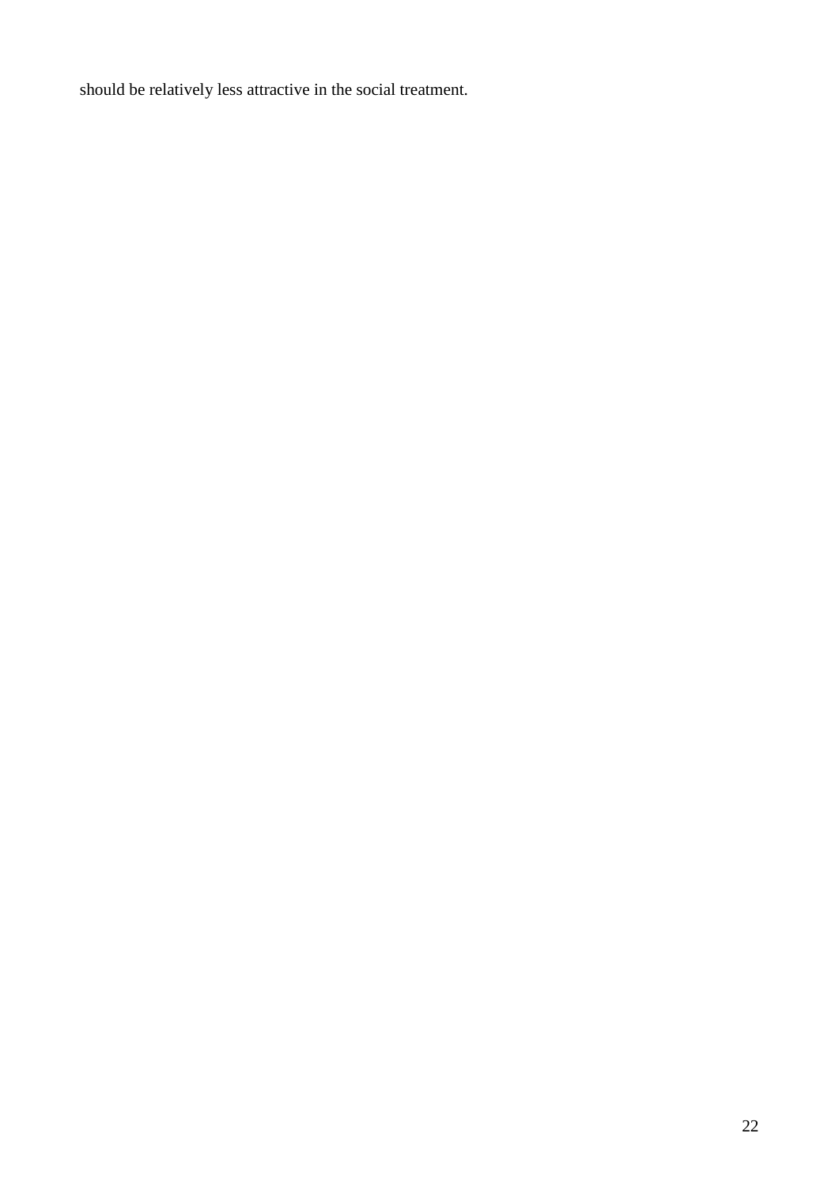should be relatively less attractive in the social treatment.